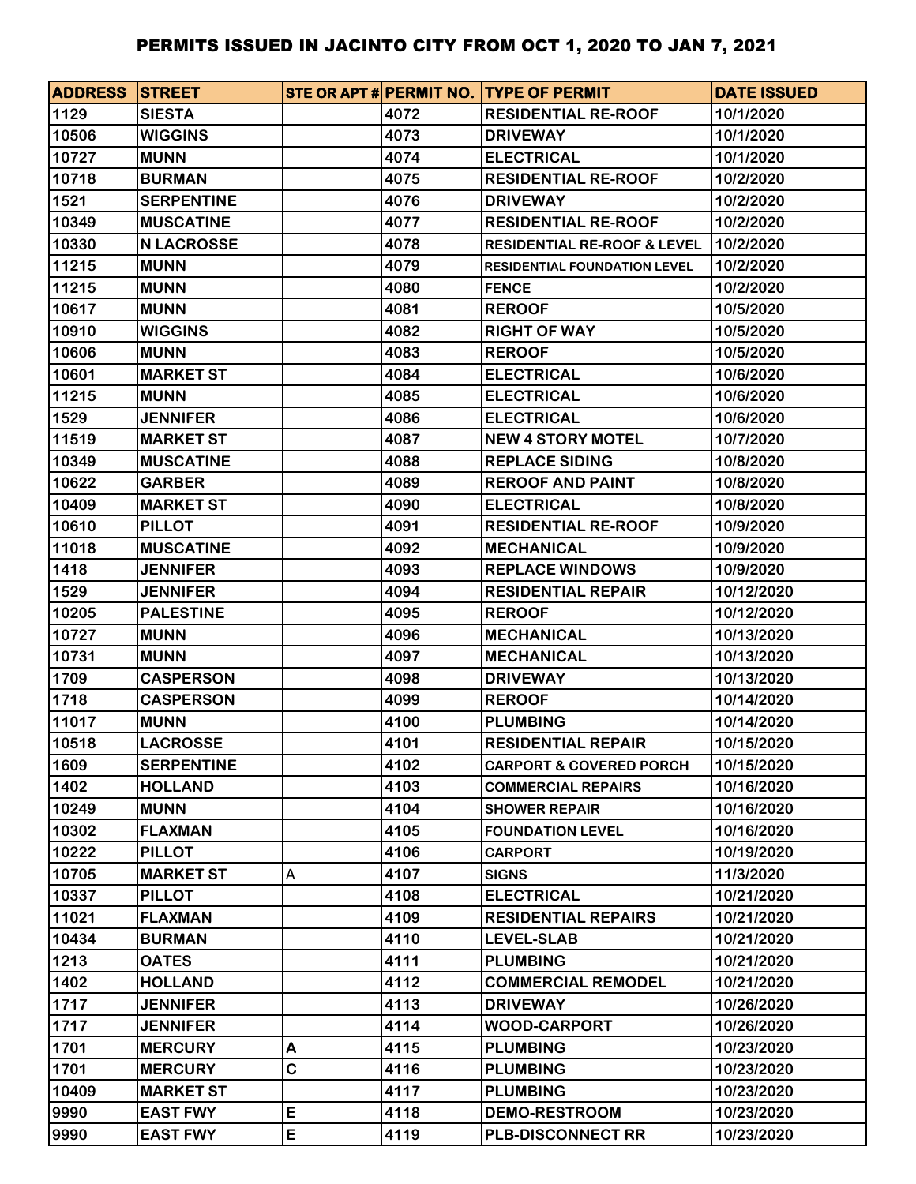# PERMITS ISSUED IN JACINTO CITY FROM OCT 1, 2020 TO JAN 7, 2021

| ADDRESS | STREET | STE OR APT # | PERMIT NO. | TYPE OF PERMIT | DATE ISSUED |
|---|---|---|---|---|---|
| 1129 | SIESTA | | 4072 | RESIDENTIAL RE-ROOF | 10/1/2020 |
| 10506 | WIGGINS | | 4073 | DRIVEWAY | 10/1/2020 |
| 10727 | MUNN | | 4074 | ELECTRICAL | 10/1/2020 |
| 10718 | BURMAN | | 4075 | RESIDENTIAL RE-ROOF | 10/2/2020 |
| 1521 | SERPENTINE | | 4076 | DRIVEWAY | 10/2/2020 |
| 10349 | MUSCATINE | | 4077 | RESIDENTIAL RE-ROOF | 10/2/2020 |
| 10330 | N LACROSSE | | 4078 | RESIDENTIAL RE-ROOF & LEVEL | 10/2/2020 |
| 11215 | MUNN | | 4079 | RESIDENTIAL FOUNDATION LEVEL | 10/2/2020 |
| 11215 | MUNN | | 4080 | FENCE | 10/2/2020 |
| 10617 | MUNN | | 4081 | REROOF | 10/5/2020 |
| 10910 | WIGGINS | | 4082 | RIGHT OF WAY | 10/5/2020 |
| 10606 | MUNN | | 4083 | REROOF | 10/5/2020 |
| 10601 | MARKET ST | | 4084 | ELECTRICAL | 10/6/2020 |
| 11215 | MUNN | | 4085 | ELECTRICAL | 10/6/2020 |
| 1529 | JENNIFER | | 4086 | ELECTRICAL | 10/6/2020 |
| 11519 | MARKET ST | | 4087 | NEW 4 STORY MOTEL | 10/7/2020 |
| 10349 | MUSCATINE | | 4088 | REPLACE SIDING | 10/8/2020 |
| 10622 | GARBER | | 4089 | REROOF AND PAINT | 10/8/2020 |
| 10409 | MARKET ST | | 4090 | ELECTRICAL | 10/8/2020 |
| 10610 | PILLOT | | 4091 | RESIDENTIAL RE-ROOF | 10/9/2020 |
| 11018 | MUSCATINE | | 4092 | MECHANICAL | 10/9/2020 |
| 1418 | JENNIFER | | 4093 | REPLACE WINDOWS | 10/9/2020 |
| 1529 | JENNIFER | | 4094 | RESIDENTIAL REPAIR | 10/12/2020 |
| 10205 | PALESTINE | | 4095 | REROOF | 10/12/2020 |
| 10727 | MUNN | | 4096 | MECHANICAL | 10/13/2020 |
| 10731 | MUNN | | 4097 | MECHANICAL | 10/13/2020 |
| 1709 | CASPERSON | | 4098 | DRIVEWAY | 10/13/2020 |
| 1718 | CASPERSON | | 4099 | REROOF | 10/14/2020 |
| 11017 | MUNN | | 4100 | PLUMBING | 10/14/2020 |
| 10518 | LACROSSE | | 4101 | RESIDENTIAL REPAIR | 10/15/2020 |
| 1609 | SERPENTINE | | 4102 | CARPORT & COVERED PORCH | 10/15/2020 |
| 1402 | HOLLAND | | 4103 | COMMERCIAL REPAIRS | 10/16/2020 |
| 10249 | MUNN | | 4104 | SHOWER REPAIR | 10/16/2020 |
| 10302 | FLAXMAN | | 4105 | FOUNDATION LEVEL | 10/16/2020 |
| 10222 | PILLOT | | 4106 | CARPORT | 10/19/2020 |
| 10705 | MARKET ST | A | 4107 | SIGNS | 11/3/2020 |
| 10337 | PILLOT | | 4108 | ELECTRICAL | 10/21/2020 |
| 11021 | FLAXMAN | | 4109 | RESIDENTIAL REPAIRS | 10/21/2020 |
| 10434 | BURMAN | | 4110 | LEVEL-SLAB | 10/21/2020 |
| 1213 | OATES | | 4111 | PLUMBING | 10/21/2020 |
| 1402 | HOLLAND | | 4112 | COMMERCIAL REMODEL | 10/21/2020 |
| 1717 | JENNIFER | | 4113 | DRIVEWAY | 10/26/2020 |
| 1717 | JENNIFER | | 4114 | WOOD-CARPORT | 10/26/2020 |
| 1701 | MERCURY | A | 4115 | PLUMBING | 10/23/2020 |
| 1701 | MERCURY | C | 4116 | PLUMBING | 10/23/2020 |
| 10409 | MARKET ST | | 4117 | PLUMBING | 10/23/2020 |
| 9990 | EAST FWY | E | 4118 | DEMO-RESTROOM | 10/23/2020 |
| 9990 | EAST FWY | E | 4119 | PLB-DISCONNECT RR | 10/23/2020 |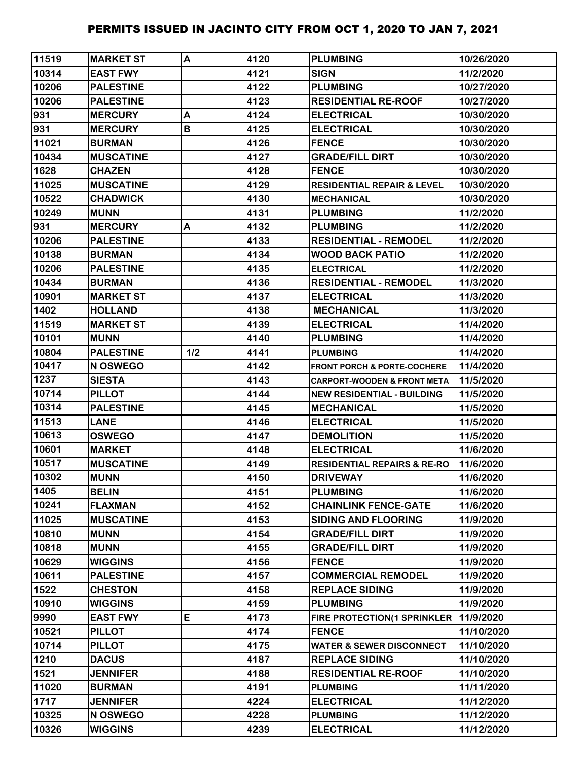# PERMITS ISSUED IN JACINTO CITY FROM OCT 1, 2020 TO JAN 7, 2021

| | | | | | |
|---|---|---|---|---|---|
| 11519 | MARKET ST | A | 4120 | PLUMBING | 10/26/2020 |
| 10314 | EAST FWY | | 4121 | SIGN | 11/2/2020 |
| 10206 | PALESTINE | | 4122 | PLUMBING | 10/27/2020 |
| 10206 | PALESTINE | | 4123 | RESIDENTIAL RE-ROOF | 10/27/2020 |
| 931 | MERCURY | A | 4124 | ELECTRICAL | 10/30/2020 |
| 931 | MERCURY | B | 4125 | ELECTRICAL | 10/30/2020 |
| 11021 | BURMAN | | 4126 | FENCE | 10/30/2020 |
| 10434 | MUSCATINE | | 4127 | GRADE/FILL DIRT | 10/30/2020 |
| 1628 | CHAZEN | | 4128 | FENCE | 10/30/2020 |
| 11025 | MUSCATINE | | 4129 | RESIDENTIAL REPAIR & LEVEL | 10/30/2020 |
| 10522 | CHADWICK | | 4130 | MECHANICAL | 10/30/2020 |
| 10249 | MUNN | | 4131 | PLUMBING | 11/2/2020 |
| 931 | MERCURY | A | 4132 | PLUMBING | 11/2/2020 |
| 10206 | PALESTINE | | 4133 | RESIDENTIAL - REMODEL | 11/2/2020 |
| 10138 | BURMAN | | 4134 | WOOD BACK PATIO | 11/2/2020 |
| 10206 | PALESTINE | | 4135 | ELECTRICAL | 11/2/2020 |
| 10434 | BURMAN | | 4136 | RESIDENTIAL - REMODEL | 11/3/2020 |
| 10901 | MARKET ST | | 4137 | ELECTRICAL | 11/3/2020 |
| 1402 | HOLLAND | | 4138 | MECHANICAL | 11/3/2020 |
| 11519 | MARKET ST | | 4139 | ELECTRICAL | 11/4/2020 |
| 10101 | MUNN | | 4140 | PLUMBING | 11/4/2020 |
| 10804 | PALESTINE | 1/2 | 4141 | PLUMBING | 11/4/2020 |
| 10417 | N OSWEGO | | 4142 | FRONT PORCH & PORTE-COCHERE | 11/4/2020 |
| 1237 | SIESTA | | 4143 | CARPORT-WOODEN & FRONT META | 11/5/2020 |
| 10714 | PILLOT | | 4144 | NEW RESIDENTIAL - BUILDING | 11/5/2020 |
| 10314 | PALESTINE | | 4145 | MECHANICAL | 11/5/2020 |
| 11513 | LANE | | 4146 | ELECTRICAL | 11/5/2020 |
| 10613 | OSWEGO | | 4147 | DEMOLITION | 11/5/2020 |
| 10601 | MARKET | | 4148 | ELECTRICAL | 11/6/2020 |
| 10517 | MUSCATINE | | 4149 | RESIDENTIAL REPAIRS & RE-RO | 11/6/2020 |
| 10302 | MUNN | | 4150 | DRIVEWAY | 11/6/2020 |
| 1405 | BELIN | | 4151 | PLUMBING | 11/6/2020 |
| 10241 | FLAXMAN | | 4152 | CHAINLINK FENCE-GATE | 11/6/2020 |
| 11025 | MUSCATINE | | 4153 | SIDING AND FLOORING | 11/9/2020 |
| 10810 | MUNN | | 4154 | GRADE/FILL DIRT | 11/9/2020 |
| 10818 | MUNN | | 4155 | GRADE/FILL DIRT | 11/9/2020 |
| 10629 | WIGGINS | | 4156 | FENCE | 11/9/2020 |
| 10611 | PALESTINE | | 4157 | COMMERCIAL REMODEL | 11/9/2020 |
| 1522 | CHESTON | | 4158 | REPLACE SIDING | 11/9/2020 |
| 10910 | WIGGINS | | 4159 | PLUMBING | 11/9/2020 |
| 9990 | EAST FWY | E | 4173 | FIRE PROTECTION(1 SPRINKLER | 11/9/2020 |
| 10521 | PILLOT | | 4174 | FENCE | 11/10/2020 |
| 10714 | PILLOT | | 4175 | WATER & SEWER DISCONNECT | 11/10/2020 |
| 1210 | DACUS | | 4187 | REPLACE SIDING | 11/10/2020 |
| 1521 | JENNIFER | | 4188 | RESIDENTIAL RE-ROOF | 11/10/2020 |
| 11020 | BURMAN | | 4191 | PLUMBING | 11/11/2020 |
| 1717 | JENNIFER | | 4224 | ELECTRICAL | 11/12/2020 |
| 10325 | N OSWEGO | | 4228 | PLUMBING | 11/12/2020 |
| 10326 | WIGGINS | | 4239 | ELECTRICAL | 11/12/2020 |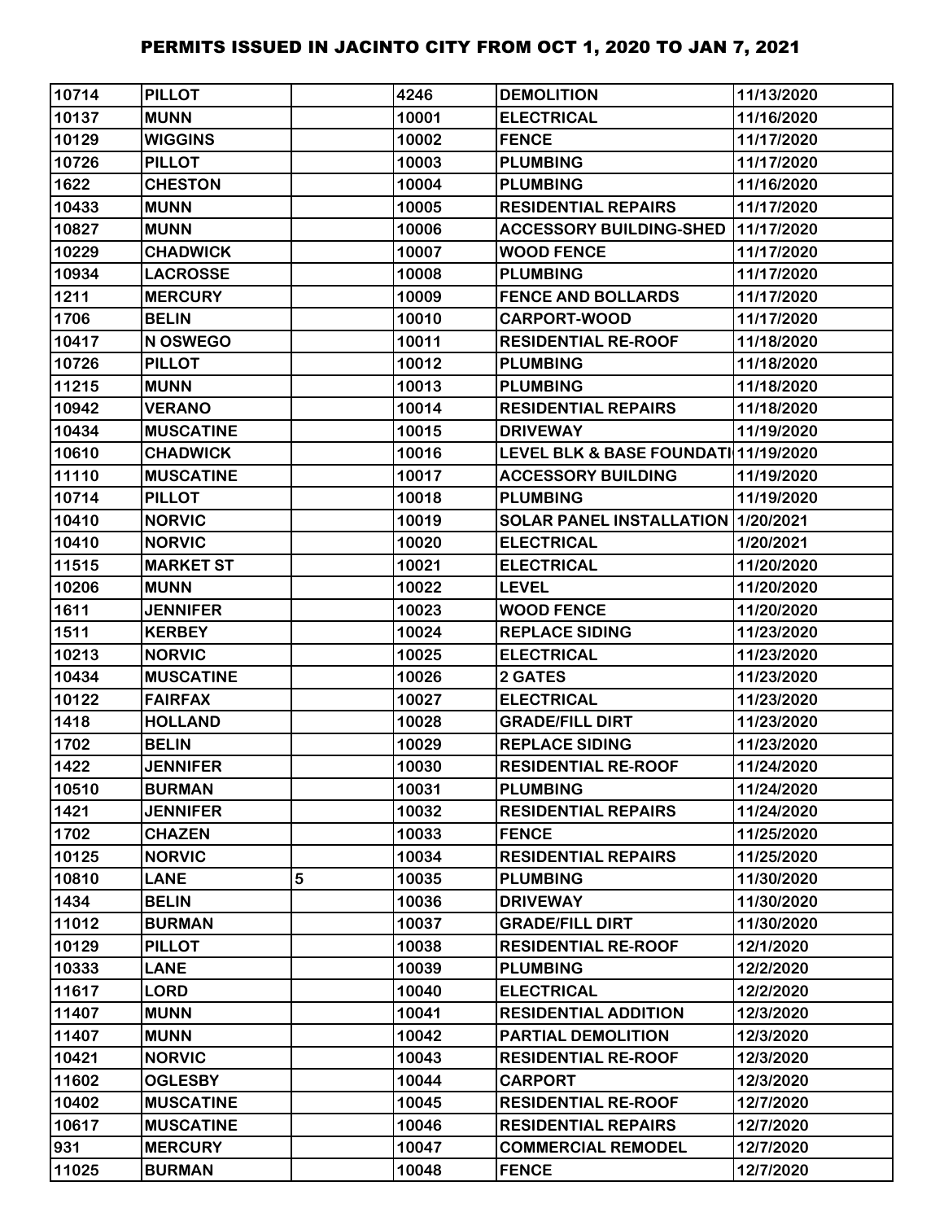# PERMITS ISSUED IN JACINTO CITY FROM OCT 1, 2020 TO JAN 7, 2021

| | | | | | |
|---|---|---|---|---|---|
| 10714 | PILLOT | | 4246 | DEMOLITION | 11/13/2020 |
| 10137 | MUNN | | 10001 | ELECTRICAL | 11/16/2020 |
| 10129 | WIGGINS | | 10002 | FENCE | 11/17/2020 |
| 10726 | PILLOT | | 10003 | PLUMBING | 11/17/2020 |
| 1622 | CHESTON | | 10004 | PLUMBING | 11/16/2020 |
| 10433 | MUNN | | 10005 | RESIDENTIAL REPAIRS | 11/17/2020 |
| 10827 | MUNN | | 10006 | ACCESSORY BUILDING-SHED | 11/17/2020 |
| 10229 | CHADWICK | | 10007 | WOOD FENCE | 11/17/2020 |
| 10934 | LACROSSE | | 10008 | PLUMBING | 11/17/2020 |
| 1211 | MERCURY | | 10009 | FENCE AND BOLLARDS | 11/17/2020 |
| 1706 | BELIN | | 10010 | CARPORT-WOOD | 11/17/2020 |
| 10417 | N OSWEGO | | 10011 | RESIDENTIAL RE-ROOF | 11/18/2020 |
| 10726 | PILLOT | | 10012 | PLUMBING | 11/18/2020 |
| 11215 | MUNN | | 10013 | PLUMBING | 11/18/2020 |
| 10942 | VERANO | | 10014 | RESIDENTIAL REPAIRS | 11/18/2020 |
| 10434 | MUSCATINE | | 10015 | DRIVEWAY | 11/19/2020 |
| 10610 | CHADWICK | | 10016 | LEVEL BLK & BASE FOUNDATI | 11/19/2020 |
| 11110 | MUSCATINE | | 10017 | ACCESSORY BUILDING | 11/19/2020 |
| 10714 | PILLOT | | 10018 | PLUMBING | 11/19/2020 |
| 10410 | NORVIC | | 10019 | SOLAR PANEL INSTALLATION | 1/20/2021 |
| 10410 | NORVIC | | 10020 | ELECTRICAL | 1/20/2021 |
| 11515 | MARKET ST | | 10021 | ELECTRICAL | 11/20/2020 |
| 10206 | MUNN | | 10022 | LEVEL | 11/20/2020 |
| 1611 | JENNIFER | | 10023 | WOOD FENCE | 11/20/2020 |
| 1511 | KERBEY | | 10024 | REPLACE SIDING | 11/23/2020 |
| 10213 | NORVIC | | 10025 | ELECTRICAL | 11/23/2020 |
| 10434 | MUSCATINE | | 10026 | 2 GATES | 11/23/2020 |
| 10122 | FAIRFAX | | 10027 | ELECTRICAL | 11/23/2020 |
| 1418 | HOLLAND | | 10028 | GRADE/FILL DIRT | 11/23/2020 |
| 1702 | BELIN | | 10029 | REPLACE SIDING | 11/23/2020 |
| 1422 | JENNIFER | | 10030 | RESIDENTIAL RE-ROOF | 11/24/2020 |
| 10510 | BURMAN | | 10031 | PLUMBING | 11/24/2020 |
| 1421 | JENNIFER | | 10032 | RESIDENTIAL REPAIRS | 11/24/2020 |
| 1702 | CHAZEN | | 10033 | FENCE | 11/25/2020 |
| 10125 | NORVIC | | 10034 | RESIDENTIAL REPAIRS | 11/25/2020 |
| 10810 | LANE | 5 | 10035 | PLUMBING | 11/30/2020 |
| 1434 | BELIN | | 10036 | DRIVEWAY | 11/30/2020 |
| 11012 | BURMAN | | 10037 | GRADE/FILL DIRT | 11/30/2020 |
| 10129 | PILLOT | | 10038 | RESIDENTIAL RE-ROOF | 12/1/2020 |
| 10333 | LANE | | 10039 | PLUMBING | 12/2/2020 |
| 11617 | LORD | | 10040 | ELECTRICAL | 12/2/2020 |
| 11407 | MUNN | | 10041 | RESIDENTIAL ADDITION | 12/3/2020 |
| 11407 | MUNN | | 10042 | PARTIAL DEMOLITION | 12/3/2020 |
| 10421 | NORVIC | | 10043 | RESIDENTIAL RE-ROOF | 12/3/2020 |
| 11602 | OGLESBY | | 10044 | CARPORT | 12/3/2020 |
| 10402 | MUSCATINE | | 10045 | RESIDENTIAL RE-ROOF | 12/7/2020 |
| 10617 | MUSCATINE | | 10046 | RESIDENTIAL REPAIRS | 12/7/2020 |
| 931 | MERCURY | | 10047 | COMMERCIAL REMODEL | 12/7/2020 |
| 11025 | BURMAN | | 10048 | FENCE | 12/7/2020 |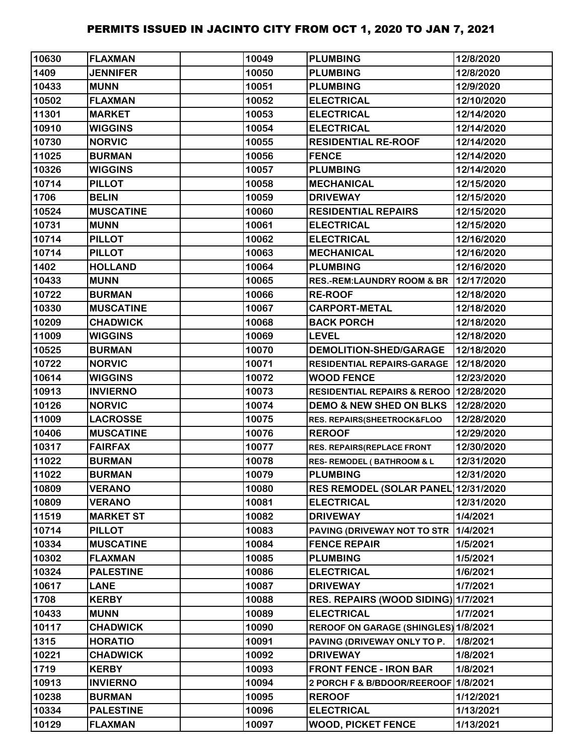# PERMITS ISSUED IN JACINTO CITY FROM OCT 1, 2020 TO JAN 7, 2021

| | | | | | |
|---|---|---|---|---|---|
| 10630 | FLAXMAN | | 10049 | PLUMBING | 12/8/2020 |
| 1409 | JENNIFER | | 10050 | PLUMBING | 12/8/2020 |
| 10433 | MUNN | | 10051 | PLUMBING | 12/9/2020 |
| 10502 | FLAXMAN | | 10052 | ELECTRICAL | 12/10/2020 |
| 11301 | MARKET | | 10053 | ELECTRICAL | 12/14/2020 |
| 10910 | WIGGINS | | 10054 | ELECTRICAL | 12/14/2020 |
| 10730 | NORVIC | | 10055 | RESIDENTIAL RE-ROOF | 12/14/2020 |
| 11025 | BURMAN | | 10056 | FENCE | 12/14/2020 |
| 10326 | WIGGINS | | 10057 | PLUMBING | 12/14/2020 |
| 10714 | PILLOT | | 10058 | MECHANICAL | 12/15/2020 |
| 1706 | BELIN | | 10059 | DRIVEWAY | 12/15/2020 |
| 10524 | MUSCATINE | | 10060 | RESIDENTIAL REPAIRS | 12/15/2020 |
| 10731 | MUNN | | 10061 | ELECTRICAL | 12/15/2020 |
| 10714 | PILLOT | | 10062 | ELECTRICAL | 12/16/2020 |
| 10714 | PILLOT | | 10063 | MECHANICAL | 12/16/2020 |
| 1402 | HOLLAND | | 10064 | PLUMBING | 12/16/2020 |
| 10433 | MUNN | | 10065 | RES.-REM:LAUNDRY ROOM & BR | 12/17/2020 |
| 10722 | BURMAN | | 10066 | RE-ROOF | 12/18/2020 |
| 10330 | MUSCATINE | | 10067 | CARPORT-METAL | 12/18/2020 |
| 10209 | CHADWICK | | 10068 | BACK PORCH | 12/18/2020 |
| 11009 | WIGGINS | | 10069 | LEVEL | 12/18/2020 |
| 10525 | BURMAN | | 10070 | DEMOLITION-SHED/GARAGE | 12/18/2020 |
| 10722 | NORVIC | | 10071 | RESIDENTIAL REPAIRS-GARAGE | 12/18/2020 |
| 10614 | WIGGINS | | 10072 | WOOD FENCE | 12/23/2020 |
| 10913 | INVIERNO | | 10073 | RESIDENTIAL REPAIRS & REROO | 12/28/2020 |
| 10126 | NORVIC | | 10074 | DEMO & NEW SHED ON BLKS | 12/28/2020 |
| 11009 | LACROSSE | | 10075 | RES. REPAIRS(SHEETROCK&FLOO | 12/28/2020 |
| 10406 | MUSCATINE | | 10076 | REROOF | 12/29/2020 |
| 10317 | FAIRFAX | | 10077 | RES. REPAIRS(REPLACE FRONT | 12/30/2020 |
| 11022 | BURMAN | | 10078 | RES- REMODEL ( BATHROOM & L | 12/31/2020 |
| 11022 | BURMAN | | 10079 | PLUMBING | 12/31/2020 |
| 10809 | VERANO | | 10080 | RES REMODEL (SOLAR PANEL) | 12/31/2020 |
| 10809 | VERANO | | 10081 | ELECTRICAL | 12/31/2020 |
| 11519 | MARKET ST | | 10082 | DRIVEWAY | 1/4/2021 |
| 10714 | PILLOT | | 10083 | PAVING (DRIVEWAY NOT TO STR | 1/4/2021 |
| 10334 | MUSCATINE | | 10084 | FENCE REPAIR | 1/5/2021 |
| 10302 | FLAXMAN | | 10085 | PLUMBING | 1/5/2021 |
| 10324 | PALESTINE | | 10086 | ELECTRICAL | 1/6/2021 |
| 10617 | LANE | | 10087 | DRIVEWAY | 1/7/2021 |
| 1708 | KERBY | | 10088 | RES. REPAIRS (WOOD SIDING) | 1/7/2021 |
| 10433 | MUNN | | 10089 | ELECTRICAL | 1/7/2021 |
| 10117 | CHADWICK | | 10090 | REROOF ON GARAGE (SHINGLES) | 1/8/2021 |
| 1315 | HORATIO | | 10091 | PAVING (DRIVEWAY ONLY TO P. | 1/8/2021 |
| 10221 | CHADWICK | | 10092 | DRIVEWAY | 1/8/2021 |
| 1719 | KERBY | | 10093 | FRONT FENCE - IRON BAR | 1/8/2021 |
| 10913 | INVIERNO | | 10094 | 2 PORCH F & B/BDOOR/REEROOF | 1/8/2021 |
| 10238 | BURMAN | | 10095 | REROOF | 1/12/2021 |
| 10334 | PALESTINE | | 10096 | ELECTRICAL | 1/13/2021 |
| 10129 | FLAXMAN | | 10097 | WOOD, PICKET FENCE | 1/13/2021 |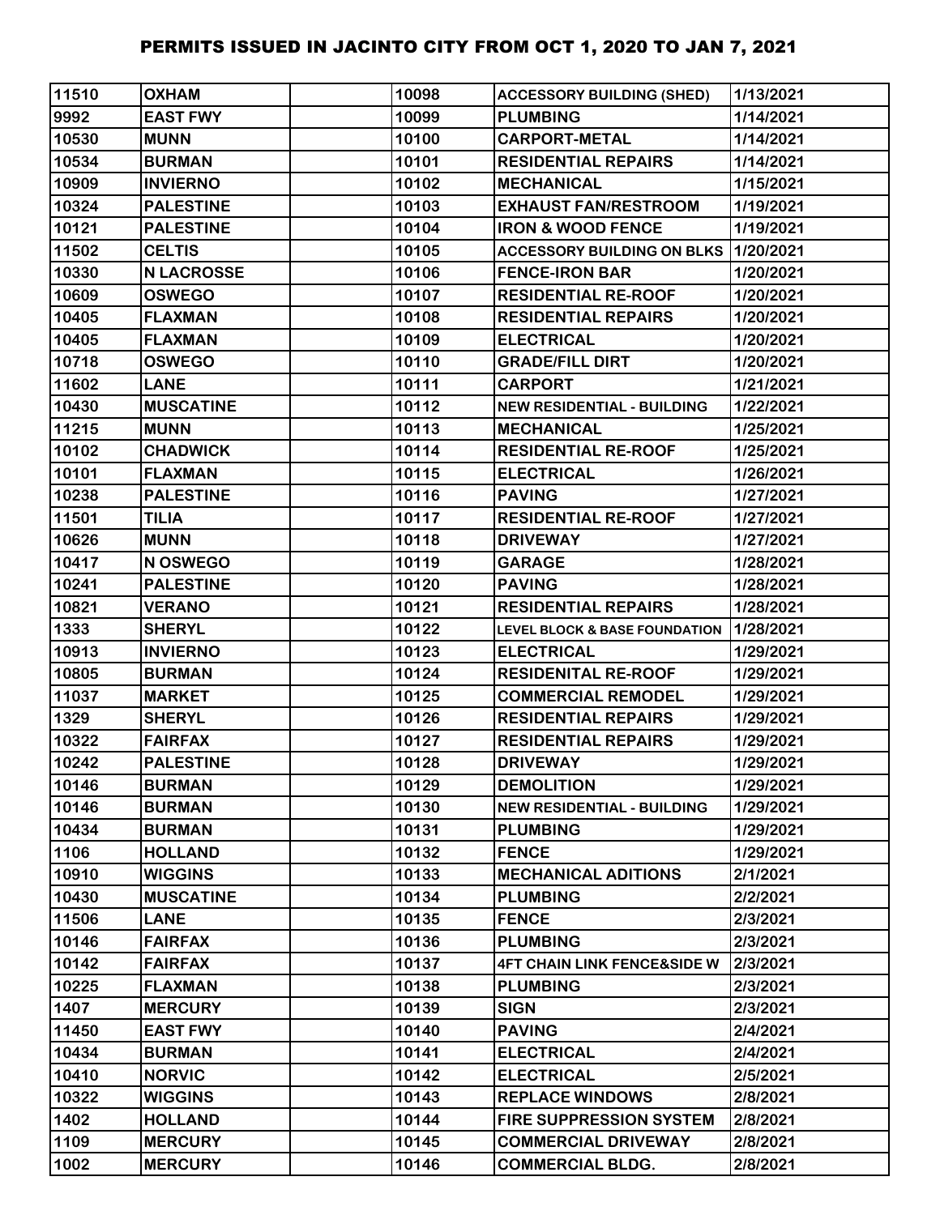| 11510 | OXHAM | | 10098 | ACCESSORY BUILDING (SHED) | 1/13/2021 |
|---|---|---|---|---|---|
| 9992 | EAST FWY | | 10099 | PLUMBING | 1/14/2021 |
| 10530 | MUNN | | 10100 | CARPORT-METAL | 1/14/2021 |
| 10534 | BURMAN | | 10101 | RESIDENTIAL REPAIRS | 1/14/2021 |
| 10909 | INVIERNO | | 10102 | MECHANICAL | 1/15/2021 |
| 10324 | PALESTINE | | 10103 | EXHAUST FAN/RESTROOM | 1/19/2021 |
| 10121 | PALESTINE | | 10104 | IRON & WOOD FENCE | 1/19/2021 |
| 11502 | CELTIS | | 10105 | ACCESSORY BUILDING ON BLKS | 1/20/2021 |
| 10330 | N LACROSSE | | 10106 | FENCE-IRON BAR | 1/20/2021 |
| 10609 | OSWEGO | | 10107 | RESIDENTIAL RE-ROOF | 1/20/2021 |
| 10405 | FLAXMAN | | 10108 | RESIDENTIAL REPAIRS | 1/20/2021 |
| 10405 | FLAXMAN | | 10109 | ELECTRICAL | 1/20/2021 |
| 10718 | OSWEGO | | 10110 | GRADE/FILL DIRT | 1/20/2021 |
| 11602 | LANE | | 10111 | CARPORT | 1/21/2021 |
| 10430 | MUSCATINE | | 10112 | NEW RESIDENTIAL - BUILDING | 1/22/2021 |
| 11215 | MUNN | | 10113 | MECHANICAL | 1/25/2021 |
| 10102 | CHADWICK | | 10114 | RESIDENTIAL RE-ROOF | 1/25/2021 |
| 10101 | FLAXMAN | | 10115 | ELECTRICAL | 1/26/2021 |
| 10238 | PALESTINE | | 10116 | PAVING | 1/27/2021 |
| 11501 | TILIA | | 10117 | RESIDENTIAL RE-ROOF | 1/27/2021 |
| 10626 | MUNN | | 10118 | DRIVEWAY | 1/27/2021 |
| 10417 | N OSWEGO | | 10119 | GARAGE | 1/28/2021 |
| 10241 | PALESTINE | | 10120 | PAVING | 1/28/2021 |
| 10821 | VERANO | | 10121 | RESIDENTIAL REPAIRS | 1/28/2021 |
| 1333 | SHERYL | | 10122 | LEVEL BLOCK & BASE FOUNDATION | 1/28/2021 |
| 10913 | INVIERNO | | 10123 | ELECTRICAL | 1/29/2021 |
| 10805 | BURMAN | | 10124 | RESIDENITAL RE-ROOF | 1/29/2021 |
| 11037 | MARKET | | 10125 | COMMERCIAL REMODEL | 1/29/2021 |
| 1329 | SHERYL | | 10126 | RESIDENTIAL REPAIRS | 1/29/2021 |
| 10322 | FAIRFAX | | 10127 | RESIDENTIAL REPAIRS | 1/29/2021 |
| 10242 | PALESTINE | | 10128 | DRIVEWAY | 1/29/2021 |
| 10146 | BURMAN | | 10129 | DEMOLITION | 1/29/2021 |
| 10146 | BURMAN | | 10130 | NEW RESIDENTIAL - BUILDING | 1/29/2021 |
| 10434 | BURMAN | | 10131 | PLUMBING | 1/29/2021 |
| 1106 | HOLLAND | | 10132 | FENCE | 1/29/2021 |
| 10910 | WIGGINS | | 10133 | MECHANICAL ADITIONS | 2/1/2021 |
| 10430 | MUSCATINE | | 10134 | PLUMBING | 2/2/2021 |
| 11506 | LANE | | 10135 | FENCE | 2/3/2021 |
| 10146 | FAIRFAX | | 10136 | PLUMBING | 2/3/2021 |
| 10142 | FAIRFAX | | 10137 | 4FT CHAIN LINK FENCE&SIDE W | 2/3/2021 |
| 10225 | FLAXMAN | | 10138 | PLUMBING | 2/3/2021 |
| 1407 | MERCURY | | 10139 | SIGN | 2/3/2021 |
| 11450 | EAST FWY | | 10140 | PAVING | 2/4/2021 |
| 10434 | BURMAN | | 10141 | ELECTRICAL | 2/4/2021 |
| 10410 | NORVIC | | 10142 | ELECTRICAL | 2/5/2021 |
| 10322 | WIGGINS | | 10143 | REPLACE WINDOWS | 2/8/2021 |
| 1402 | HOLLAND | | 10144 | FIRE SUPPRESSION SYSTEM | 2/8/2021 |
| 1109 | MERCURY | | 10145 | COMMERCIAL DRIVEWAY | 2/8/2021 |
| 1002 | MERCURY | | 10146 | COMMERCIAL BLDG. | 2/8/2021 |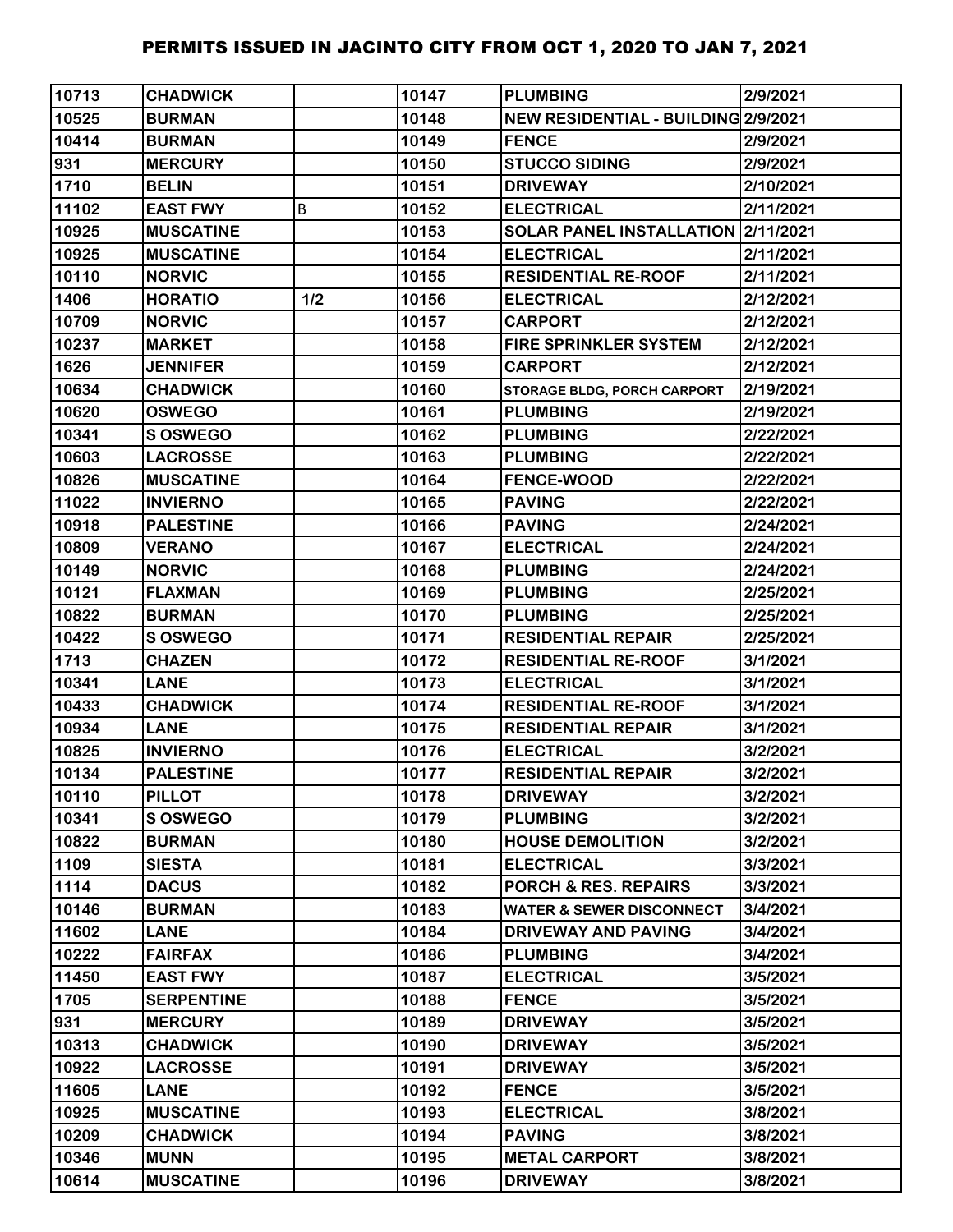| | | | | | |
|---|---|---|---|---|---|
| 10713 | CHADWICK | | 10147 | PLUMBING | 2/9/2021 |
| 10525 | BURMAN | | 10148 | NEW RESIDENTIAL - BUILDING | 2/9/2021 |
| 10414 | BURMAN | | 10149 | FENCE | 2/9/2021 |
| 931 | MERCURY | | 10150 | STUCCO SIDING | 2/9/2021 |
| 1710 | BELIN | | 10151 | DRIVEWAY | 2/10/2021 |
| 11102 | EAST FWY | B | 10152 | ELECTRICAL | 2/11/2021 |
| 10925 | MUSCATINE | | 10153 | SOLAR PANEL INSTALLATION | 2/11/2021 |
| 10925 | MUSCATINE | | 10154 | ELECTRICAL | 2/11/2021 |
| 10110 | NORVIC | | 10155 | RESIDENTIAL RE-ROOF | 2/11/2021 |
| 1406 | HORATIO | 1/2 | 10156 | ELECTRICAL | 2/12/2021 |
| 10709 | NORVIC | | 10157 | CARPORT | 2/12/2021 |
| 10237 | MARKET | | 10158 | FIRE SPRINKLER SYSTEM | 2/12/2021 |
| 1626 | JENNIFER | | 10159 | CARPORT | 2/12/2021 |
| 10634 | CHADWICK | | 10160 | STORAGE BLDG, PORCH CARPORT | 2/19/2021 |
| 10620 | OSWEGO | | 10161 | PLUMBING | 2/19/2021 |
| 10341 | S OSWEGO | | 10162 | PLUMBING | 2/22/2021 |
| 10603 | LACROSSE | | 10163 | PLUMBING | 2/22/2021 |
| 10826 | MUSCATINE | | 10164 | FENCE-WOOD | 2/22/2021 |
| 11022 | INVIERNO | | 10165 | PAVING | 2/22/2021 |
| 10918 | PALESTINE | | 10166 | PAVING | 2/24/2021 |
| 10809 | VERANO | | 10167 | ELECTRICAL | 2/24/2021 |
| 10149 | NORVIC | | 10168 | PLUMBING | 2/24/2021 |
| 10121 | FLAXMAN | | 10169 | PLUMBING | 2/25/2021 |
| 10822 | BURMAN | | 10170 | PLUMBING | 2/25/2021 |
| 10422 | S OSWEGO | | 10171 | RESIDENTIAL REPAIR | 2/25/2021 |
| 1713 | CHAZEN | | 10172 | RESIDENTIAL RE-ROOF | 3/1/2021 |
| 10341 | LANE | | 10173 | ELECTRICAL | 3/1/2021 |
| 10433 | CHADWICK | | 10174 | RESIDENTIAL RE-ROOF | 3/1/2021 |
| 10934 | LANE | | 10175 | RESIDENTIAL REPAIR | 3/1/2021 |
| 10825 | INVIERNO | | 10176 | ELECTRICAL | 3/2/2021 |
| 10134 | PALESTINE | | 10177 | RESIDENTIAL REPAIR | 3/2/2021 |
| 10110 | PILLOT | | 10178 | DRIVEWAY | 3/2/2021 |
| 10341 | S OSWEGO | | 10179 | PLUMBING | 3/2/2021 |
| 10822 | BURMAN | | 10180 | HOUSE DEMOLITION | 3/2/2021 |
| 1109 | SIESTA | | 10181 | ELECTRICAL | 3/3/2021 |
| 1114 | DACUS | | 10182 | PORCH & RES. REPAIRS | 3/3/2021 |
| 10146 | BURMAN | | 10183 | WATER & SEWER DISCONNECT | 3/4/2021 |
| 11602 | LANE | | 10184 | DRIVEWAY AND PAVING | 3/4/2021 |
| 10222 | FAIRFAX | | 10186 | PLUMBING | 3/4/2021 |
| 11450 | EAST FWY | | 10187 | ELECTRICAL | 3/5/2021 |
| 1705 | SERPENTINE | | 10188 | FENCE | 3/5/2021 |
| 931 | MERCURY | | 10189 | DRIVEWAY | 3/5/2021 |
| 10313 | CHADWICK | | 10190 | DRIVEWAY | 3/5/2021 |
| 10922 | LACROSSE | | 10191 | DRIVEWAY | 3/5/2021 |
| 11605 | LANE | | 10192 | FENCE | 3/5/2021 |
| 10925 | MUSCATINE | | 10193 | ELECTRICAL | 3/8/2021 |
| 10209 | CHADWICK | | 10194 | PAVING | 3/8/2021 |
| 10346 | MUNN | | 10195 | METAL CARPORT | 3/8/2021 |
| 10614 | MUSCATINE | | 10196 | DRIVEWAY | 3/8/2021 |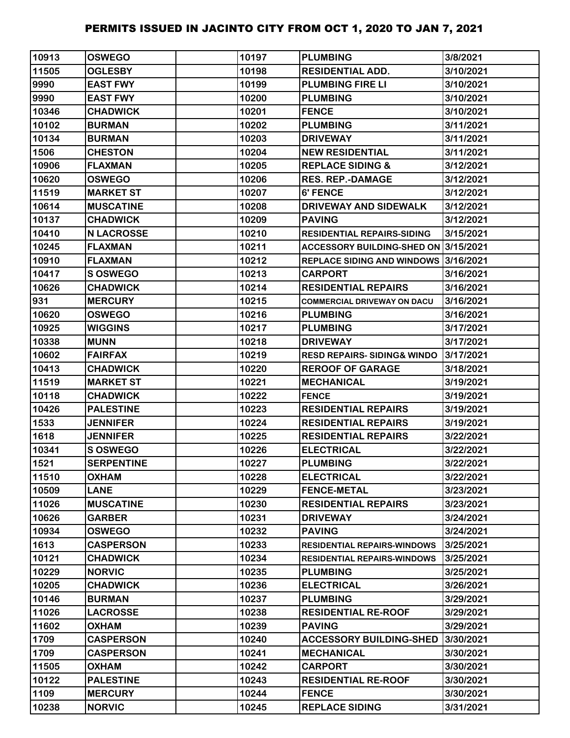# PERMITS ISSUED IN JACINTO CITY FROM OCT 1, 2020 TO JAN 7, 2021

| | | | | | |
|---|---|---|---|---|---|
| 10913 | OSWEGO | | 10197 | PLUMBING | 3/8/2021 |
| 11505 | OGLESBY | | 10198 | RESIDENTIAL ADD. | 3/10/2021 |
| 9990 | EAST FWY | | 10199 | PLUMBING FIRE LI | 3/10/2021 |
| 9990 | EAST FWY | | 10200 | PLUMBING | 3/10/2021 |
| 10346 | CHADWICK | | 10201 | FENCE | 3/10/2021 |
| 10102 | BURMAN | | 10202 | PLUMBING | 3/11/2021 |
| 10134 | BURMAN | | 10203 | DRIVEWAY | 3/11/2021 |
| 1506 | CHESTON | | 10204 | NEW RESIDENTIAL | 3/11/2021 |
| 10906 | FLAXMAN | | 10205 | REPLACE SIDING & | 3/12/2021 |
| 10620 | OSWEGO | | 10206 | RES. REP.-DAMAGE | 3/12/2021 |
| 11519 | MARKET ST | | 10207 | 6' FENCE | 3/12/2021 |
| 10614 | MUSCATINE | | 10208 | DRIVEWAY AND SIDEWALK | 3/12/2021 |
| 10137 | CHADWICK | | 10209 | PAVING | 3/12/2021 |
| 10410 | N LACROSSE | | 10210 | RESIDENTIAL REPAIRS-SIDING | 3/15/2021 |
| 10245 | FLAXMAN | | 10211 | ACCESSORY BUILDING-SHED ON | 3/15/2021 |
| 10910 | FLAXMAN | | 10212 | REPLACE SIDING AND WINDOWS | 3/16/2021 |
| 10417 | S OSWEGO | | 10213 | CARPORT | 3/16/2021 |
| 10626 | CHADWICK | | 10214 | RESIDENTIAL REPAIRS | 3/16/2021 |
| 931 | MERCURY | | 10215 | COMMERCIAL DRIVEWAY ON DACU | 3/16/2021 |
| 10620 | OSWEGO | | 10216 | PLUMBING | 3/16/2021 |
| 10925 | WIGGINS | | 10217 | PLUMBING | 3/17/2021 |
| 10338 | MUNN | | 10218 | DRIVEWAY | 3/17/2021 |
| 10602 | FAIRFAX | | 10219 | RESD REPAIRS- SIDING& WINDO | 3/17/2021 |
| 10413 | CHADWICK | | 10220 | REROOF OF GARAGE | 3/18/2021 |
| 11519 | MARKET ST | | 10221 | MECHANICAL | 3/19/2021 |
| 10118 | CHADWICK | | 10222 | FENCE | 3/19/2021 |
| 10426 | PALESTINE | | 10223 | RESIDENTIAL REPAIRS | 3/19/2021 |
| 1533 | JENNIFER | | 10224 | RESIDENTIAL REPAIRS | 3/19/2021 |
| 1618 | JENNIFER | | 10225 | RESIDENTIAL REPAIRS | 3/22/2021 |
| 10341 | S OSWEGO | | 10226 | ELECTRICAL | 3/22/2021 |
| 1521 | SERPENTINE | | 10227 | PLUMBING | 3/22/2021 |
| 11510 | OXHAM | | 10228 | ELECTRICAL | 3/22/2021 |
| 10509 | LANE | | 10229 | FENCE-METAL | 3/23/2021 |
| 11026 | MUSCATINE | | 10230 | RESIDENTIAL REPAIRS | 3/23/2021 |
| 10626 | GARBER | | 10231 | DRIVEWAY | 3/24/2021 |
| 10934 | OSWEGO | | 10232 | PAVING | 3/24/2021 |
| 1613 | CASPERSON | | 10233 | RESIDENTIAL REPAIRS-WINDOWS | 3/25/2021 |
| 10121 | CHADWICK | | 10234 | RESIDENTIAL REPAIRS-WINDOWS | 3/25/2021 |
| 10229 | NORVIC | | 10235 | PLUMBING | 3/25/2021 |
| 10205 | CHADWICK | | 10236 | ELECTRICAL | 3/26/2021 |
| 10146 | BURMAN | | 10237 | PLUMBING | 3/29/2021 |
| 11026 | LACROSSE | | 10238 | RESIDENTIAL RE-ROOF | 3/29/2021 |
| 11602 | OXHAM | | 10239 | PAVING | 3/29/2021 |
| 1709 | CASPERSON | | 10240 | ACCESSORY BUILDING-SHED | 3/30/2021 |
| 1709 | CASPERSON | | 10241 | MECHANICAL | 3/30/2021 |
| 11505 | OXHAM | | 10242 | CARPORT | 3/30/2021 |
| 10122 | PALESTINE | | 10243 | RESIDENTIAL RE-ROOF | 3/30/2021 |
| 1109 | MERCURY | | 10244 | FENCE | 3/30/2021 |
| 10238 | NORVIC | | 10245 | REPLACE SIDING | 3/31/2021 |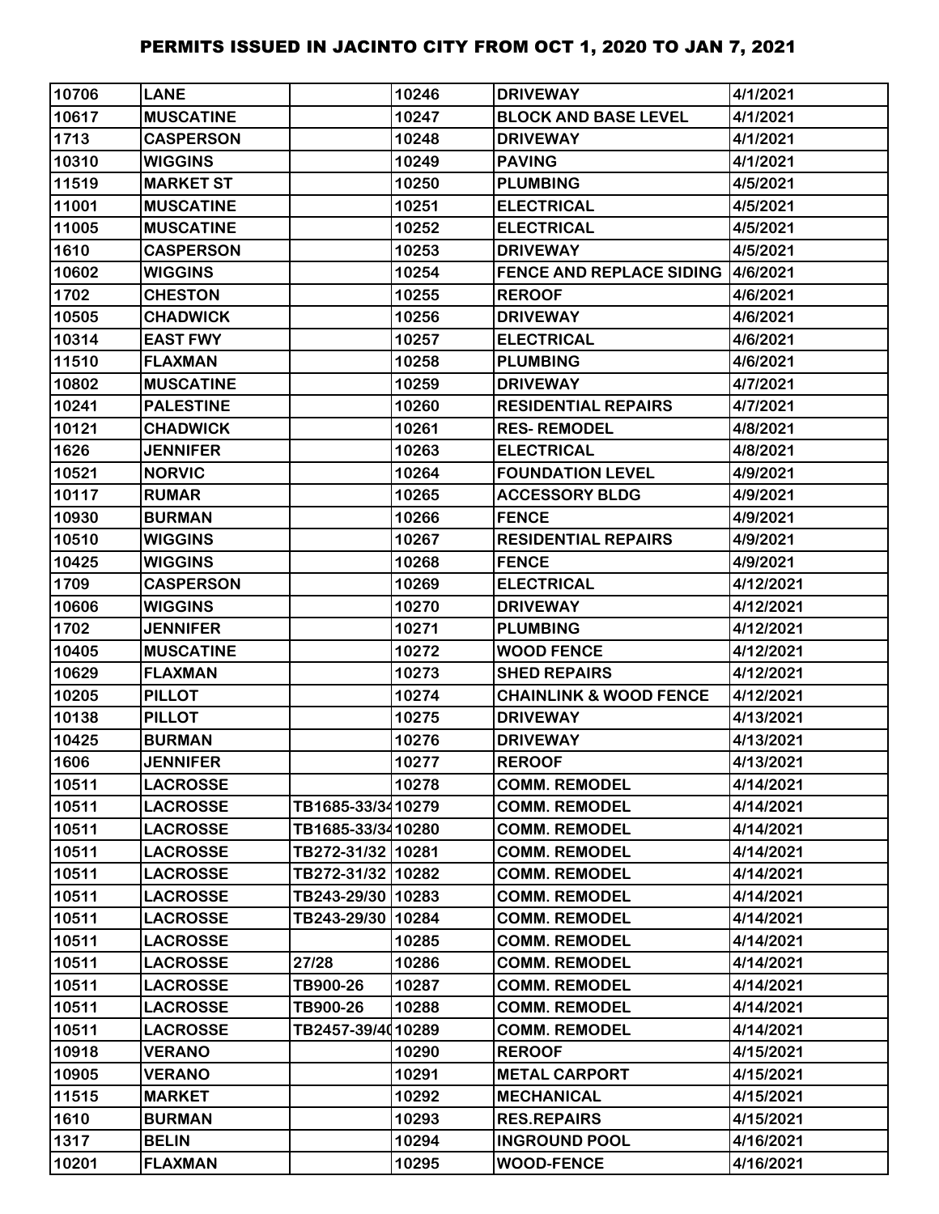# PERMITS ISSUED IN JACINTO CITY FROM OCT 1, 2020 TO JAN 7, 2021

| | | | | | |
|---|---|---|---|---|---|
| 10706 | LANE | | 10246 | DRIVEWAY | 4/1/2021 |
| 10617 | MUSCATINE | | 10247 | BLOCK AND BASE LEVEL | 4/1/2021 |
| 1713 | CASPERSON | | 10248 | DRIVEWAY | 4/1/2021 |
| 10310 | WIGGINS | | 10249 | PAVING | 4/1/2021 |
| 11519 | MARKET ST | | 10250 | PLUMBING | 4/5/2021 |
| 11001 | MUSCATINE | | 10251 | ELECTRICAL | 4/5/2021 |
| 11005 | MUSCATINE | | 10252 | ELECTRICAL | 4/5/2021 |
| 1610 | CASPERSON | | 10253 | DRIVEWAY | 4/5/2021 |
| 10602 | WIGGINS | | 10254 | FENCE AND REPLACE SIDING | 4/6/2021 |
| 1702 | CHESTON | | 10255 | REROOF | 4/6/2021 |
| 10505 | CHADWICK | | 10256 | DRIVEWAY | 4/6/2021 |
| 10314 | EAST FWY | | 10257 | ELECTRICAL | 4/6/2021 |
| 11510 | FLAXMAN | | 10258 | PLUMBING | 4/6/2021 |
| 10802 | MUSCATINE | | 10259 | DRIVEWAY | 4/7/2021 |
| 10241 | PALESTINE | | 10260 | RESIDENTIAL REPAIRS | 4/7/2021 |
| 10121 | CHADWICK | | 10261 | RES- REMODEL | 4/8/2021 |
| 1626 | JENNIFER | | 10263 | ELECTRICAL | 4/8/2021 |
| 10521 | NORVIC | | 10264 | FOUNDATION LEVEL | 4/9/2021 |
| 10117 | RUMAR | | 10265 | ACCESSORY BLDG | 4/9/2021 |
| 10930 | BURMAN | | 10266 | FENCE | 4/9/2021 |
| 10510 | WIGGINS | | 10267 | RESIDENTIAL REPAIRS | 4/9/2021 |
| 10425 | WIGGINS | | 10268 | FENCE | 4/9/2021 |
| 1709 | CASPERSON | | 10269 | ELECTRICAL | 4/12/2021 |
| 10606 | WIGGINS | | 10270 | DRIVEWAY | 4/12/2021 |
| 1702 | JENNIFER | | 10271 | PLUMBING | 4/12/2021 |
| 10405 | MUSCATINE | | 10272 | WOOD FENCE | 4/12/2021 |
| 10629 | FLAXMAN | | 10273 | SHED REPAIRS | 4/12/2021 |
| 10205 | PILLOT | | 10274 | CHAINLINK & WOOD FENCE | 4/12/2021 |
| 10138 | PILLOT | | 10275 | DRIVEWAY | 4/13/2021 |
| 10425 | BURMAN | | 10276 | DRIVEWAY | 4/13/2021 |
| 1606 | JENNIFER | | 10277 | REROOF | 4/13/2021 |
| 10511 | LACROSSE | | 10278 | COMM. REMODEL | 4/14/2021 |
| 10511 | LACROSSE | TB1685-33/34 | 10279 | COMM. REMODEL | 4/14/2021 |
| 10511 | LACROSSE | TB1685-33/34 | 10280 | COMM. REMODEL | 4/14/2021 |
| 10511 | LACROSSE | TB272-31/32 | 10281 | COMM. REMODEL | 4/14/2021 |
| 10511 | LACROSSE | TB272-31/32 | 10282 | COMM. REMODEL | 4/14/2021 |
| 10511 | LACROSSE | TB243-29/30 | 10283 | COMM. REMODEL | 4/14/2021 |
| 10511 | LACROSSE | TB243-29/30 | 10284 | COMM. REMODEL | 4/14/2021 |
| 10511 | LACROSSE | | 10285 | COMM. REMODEL | 4/14/2021 |
| 10511 | LACROSSE | 27/28 | 10286 | COMM. REMODEL | 4/14/2021 |
| 10511 | LACROSSE | TB900-26 | 10287 | COMM. REMODEL | 4/14/2021 |
| 10511 | LACROSSE | TB900-26 | 10288 | COMM. REMODEL | 4/14/2021 |
| 10511 | LACROSSE | TB2457-39/40 | 10289 | COMM. REMODEL | 4/14/2021 |
| 10918 | VERANO | | 10290 | REROOF | 4/15/2021 |
| 10905 | VERANO | | 10291 | METAL CARPORT | 4/15/2021 |
| 11515 | MARKET | | 10292 | MECHANICAL | 4/15/2021 |
| 1610 | BURMAN | | 10293 | RES.REPAIRS | 4/15/2021 |
| 1317 | BELIN | | 10294 | INGROUND POOL | 4/16/2021 |
| 10201 | FLAXMAN | | 10295 | WOOD-FENCE | 4/16/2021 |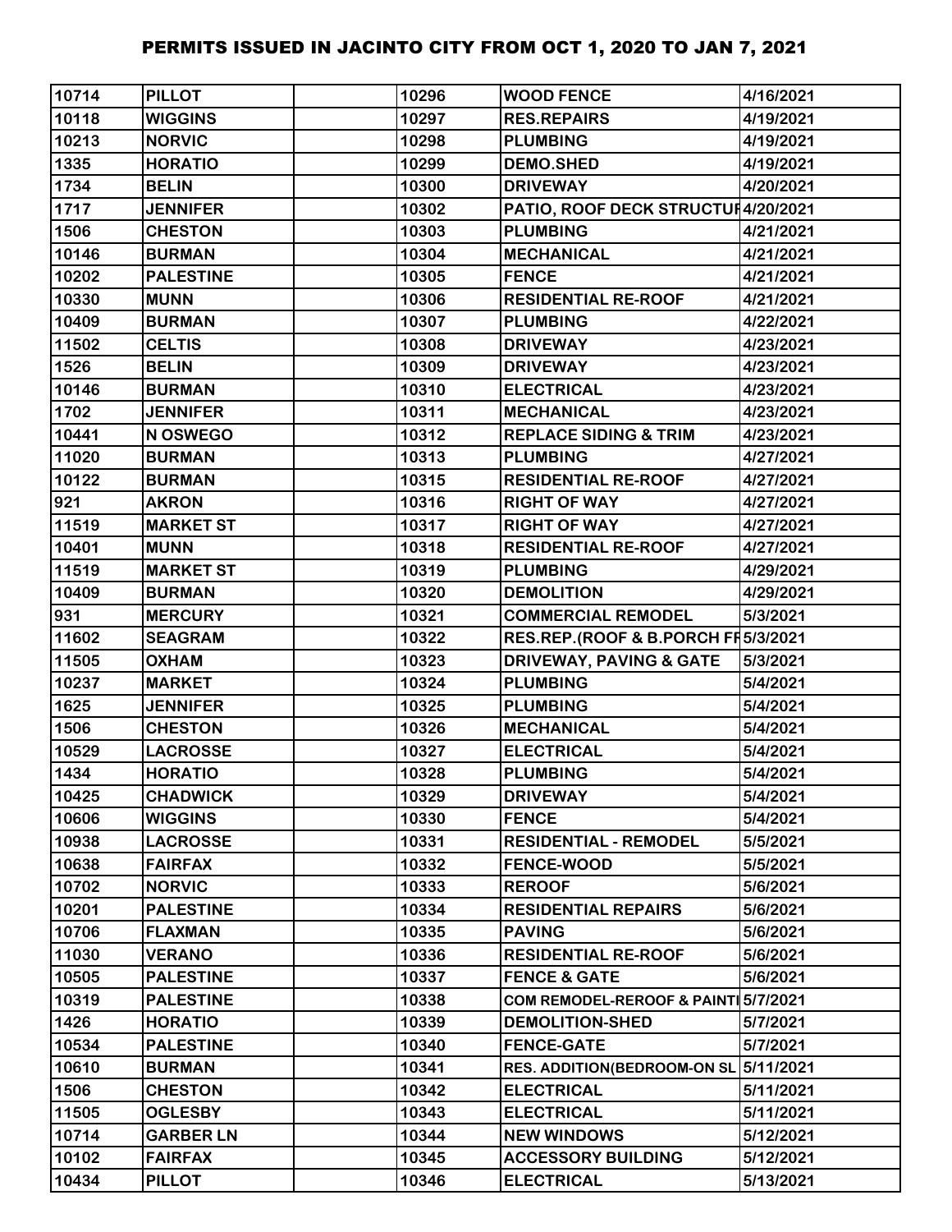| | | | | | |
|---|---|---|---|---|---|
| 10714 | PILLOT | | 10296 | WOOD FENCE | 4/16/2021 |
| 10118 | WIGGINS | | 10297 | RES.REPAIRS | 4/19/2021 |
| 10213 | NORVIC | | 10298 | PLUMBING | 4/19/2021 |
| 1335 | HORATIO | | 10299 | DEMO.SHED | 4/19/2021 |
| 1734 | BELIN | | 10300 | DRIVEWAY | 4/20/2021 |
| 1717 | JENNIFER | | 10302 | PATIO, ROOF DECK STRUCTUF | 4/20/2021 |
| 1506 | CHESTON | | 10303 | PLUMBING | 4/21/2021 |
| 10146 | BURMAN | | 10304 | MECHANICAL | 4/21/2021 |
| 10202 | PALESTINE | | 10305 | FENCE | 4/21/2021 |
| 10330 | MUNN | | 10306 | RESIDENTIAL RE-ROOF | 4/21/2021 |
| 10409 | BURMAN | | 10307 | PLUMBING | 4/22/2021 |
| 11502 | CELTIS | | 10308 | DRIVEWAY | 4/23/2021 |
| 1526 | BELIN | | 10309 | DRIVEWAY | 4/23/2021 |
| 10146 | BURMAN | | 10310 | ELECTRICAL | 4/23/2021 |
| 1702 | JENNIFER | | 10311 | MECHANICAL | 4/23/2021 |
| 10441 | N OSWEGO | | 10312 | REPLACE SIDING & TRIM | 4/23/2021 |
| 11020 | BURMAN | | 10313 | PLUMBING | 4/27/2021 |
| 10122 | BURMAN | | 10315 | RESIDENTIAL RE-ROOF | 4/27/2021 |
| 921 | AKRON | | 10316 | RIGHT OF WAY | 4/27/2021 |
| 11519 | MARKET ST | | 10317 | RIGHT OF WAY | 4/27/2021 |
| 10401 | MUNN | | 10318 | RESIDENTIAL RE-ROOF | 4/27/2021 |
| 11519 | MARKET ST | | 10319 | PLUMBING | 4/29/2021 |
| 10409 | BURMAN | | 10320 | DEMOLITION | 4/29/2021 |
| 931 | MERCURY | | 10321 | COMMERCIAL REMODEL | 5/3/2021 |
| 11602 | SEAGRAM | | 10322 | RES.REP.(ROOF & B.PORCH FF | 5/3/2021 |
| 11505 | OXHAM | | 10323 | DRIVEWAY, PAVING & GATE | 5/3/2021 |
| 10237 | MARKET | | 10324 | PLUMBING | 5/4/2021 |
| 1625 | JENNIFER | | 10325 | PLUMBING | 5/4/2021 |
| 1506 | CHESTON | | 10326 | MECHANICAL | 5/4/2021 |
| 10529 | LACROSSE | | 10327 | ELECTRICAL | 5/4/2021 |
| 1434 | HORATIO | | 10328 | PLUMBING | 5/4/2021 |
| 10425 | CHADWICK | | 10329 | DRIVEWAY | 5/4/2021 |
| 10606 | WIGGINS | | 10330 | FENCE | 5/4/2021 |
| 10938 | LACROSSE | | 10331 | RESIDENTIAL - REMODEL | 5/5/2021 |
| 10638 | FAIRFAX | | 10332 | FENCE-WOOD | 5/5/2021 |
| 10702 | NORVIC | | 10333 | REROOF | 5/6/2021 |
| 10201 | PALESTINE | | 10334 | RESIDENTIAL REPAIRS | 5/6/2021 |
| 10706 | FLAXMAN | | 10335 | PAVING | 5/6/2021 |
| 11030 | VERANO | | 10336 | RESIDENTIAL RE-ROOF | 5/6/2021 |
| 10505 | PALESTINE | | 10337 | FENCE & GATE | 5/6/2021 |
| 10319 | PALESTINE | | 10338 | COM REMODEL-REROOF & PAINTI | 5/7/2021 |
| 1426 | HORATIO | | 10339 | DEMOLITION-SHED | 5/7/2021 |
| 10534 | PALESTINE | | 10340 | FENCE-GATE | 5/7/2021 |
| 10610 | BURMAN | | 10341 | RES. ADDITION(BEDROOM-ON SL | 5/11/2021 |
| 1506 | CHESTON | | 10342 | ELECTRICAL | 5/11/2021 |
| 11505 | OGLESBY | | 10343 | ELECTRICAL | 5/11/2021 |
| 10714 | GARBER LN | | 10344 | NEW WINDOWS | 5/12/2021 |
| 10102 | FAIRFAX | | 10345 | ACCESSORY BUILDING | 5/12/2021 |
| 10434 | PILLOT | | 10346 | ELECTRICAL | 5/13/2021 |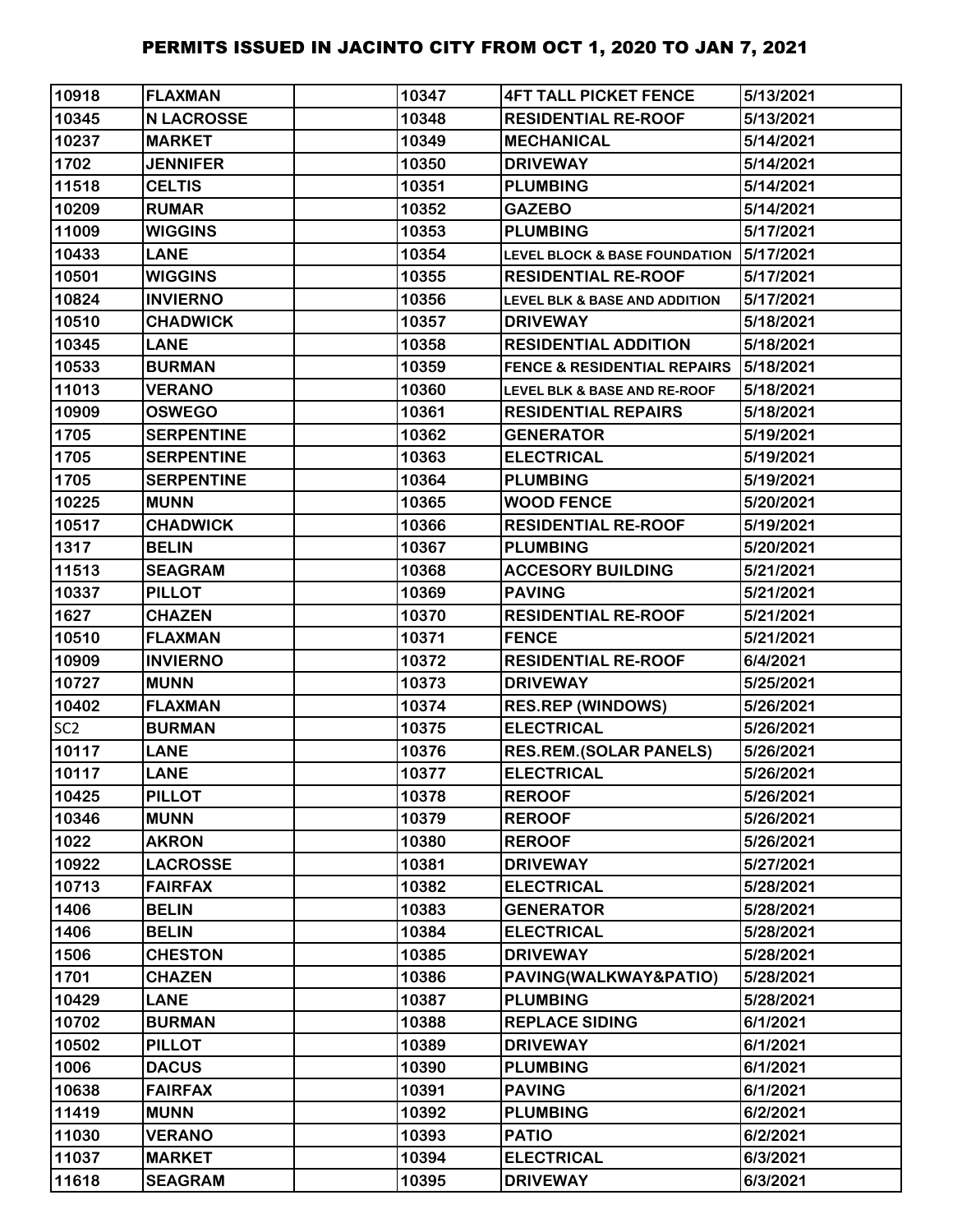# PERMITS ISSUED IN JACINTO CITY FROM OCT 1, 2020 TO JAN 7, 2021

| | | | | | |
|---|---|---|---|---|---|
| 10918 | FLAXMAN | | 10347 | 4FT TALL PICKET FENCE | 5/13/2021 |
| 10345 | N LACROSSE | | 10348 | RESIDENTIAL RE-ROOF | 5/13/2021 |
| 10237 | MARKET | | 10349 | MECHANICAL | 5/14/2021 |
| 1702 | JENNIFER | | 10350 | DRIVEWAY | 5/14/2021 |
| 11518 | CELTIS | | 10351 | PLUMBING | 5/14/2021 |
| 10209 | RUMAR | | 10352 | GAZEBO | 5/14/2021 |
| 11009 | WIGGINS | | 10353 | PLUMBING | 5/17/2021 |
| 10433 | LANE | | 10354 | LEVEL BLOCK & BASE FOUNDATION | 5/17/2021 |
| 10501 | WIGGINS | | 10355 | RESIDENTIAL RE-ROOF | 5/17/2021 |
| 10824 | INVIERNO | | 10356 | LEVEL BLK & BASE AND ADDITION | 5/17/2021 |
| 10510 | CHADWICK | | 10357 | DRIVEWAY | 5/18/2021 |
| 10345 | LANE | | 10358 | RESIDENTIAL ADDITION | 5/18/2021 |
| 10533 | BURMAN | | 10359 | FENCE & RESIDENTIAL REPAIRS | 5/18/2021 |
| 11013 | VERANO | | 10360 | LEVEL BLK & BASE AND RE-ROOF | 5/18/2021 |
| 10909 | OSWEGO | | 10361 | RESIDENTIAL REPAIRS | 5/18/2021 |
| 1705 | SERPENTINE | | 10362 | GENERATOR | 5/19/2021 |
| 1705 | SERPENTINE | | 10363 | ELECTRICAL | 5/19/2021 |
| 1705 | SERPENTINE | | 10364 | PLUMBING | 5/19/2021 |
| 10225 | MUNN | | 10365 | WOOD FENCE | 5/20/2021 |
| 10517 | CHADWICK | | 10366 | RESIDENTIAL RE-ROOF | 5/19/2021 |
| 1317 | BELIN | | 10367 | PLUMBING | 5/20/2021 |
| 11513 | SEAGRAM | | 10368 | ACCESORY BUILDING | 5/21/2021 |
| 10337 | PILLOT | | 10369 | PAVING | 5/21/2021 |
| 1627 | CHAZEN | | 10370 | RESIDENTIAL RE-ROOF | 5/21/2021 |
| 10510 | FLAXMAN | | 10371 | FENCE | 5/21/2021 |
| 10909 | INVIERNO | | 10372 | RESIDENTIAL RE-ROOF | 6/4/2021 |
| 10727 | MUNN | | 10373 | DRIVEWAY | 5/25/2021 |
| 10402 | FLAXMAN | | 10374 | RES.REP (WINDOWS) | 5/26/2021 |
| SC2 | BURMAN | | 10375 | ELECTRICAL | 5/26/2021 |
| 10117 | LANE | | 10376 | RES.REM.(SOLAR PANELS) | 5/26/2021 |
| 10117 | LANE | | 10377 | ELECTRICAL | 5/26/2021 |
| 10425 | PILLOT | | 10378 | REROOF | 5/26/2021 |
| 10346 | MUNN | | 10379 | REROOF | 5/26/2021 |
| 1022 | AKRON | | 10380 | REROOF | 5/26/2021 |
| 10922 | LACROSSE | | 10381 | DRIVEWAY | 5/27/2021 |
| 10713 | FAIRFAX | | 10382 | ELECTRICAL | 5/28/2021 |
| 1406 | BELIN | | 10383 | GENERATOR | 5/28/2021 |
| 1406 | BELIN | | 10384 | ELECTRICAL | 5/28/2021 |
| 1506 | CHESTON | | 10385 | DRIVEWAY | 5/28/2021 |
| 1701 | CHAZEN | | 10386 | PAVING(WALKWAY&PATIO) | 5/28/2021 |
| 10429 | LANE | | 10387 | PLUMBING | 5/28/2021 |
| 10702 | BURMAN | | 10388 | REPLACE SIDING | 6/1/2021 |
| 10502 | PILLOT | | 10389 | DRIVEWAY | 6/1/2021 |
| 1006 | DACUS | | 10390 | PLUMBING | 6/1/2021 |
| 10638 | FAIRFAX | | 10391 | PAVING | 6/1/2021 |
| 11419 | MUNN | | 10392 | PLUMBING | 6/2/2021 |
| 11030 | VERANO | | 10393 | PATIO | 6/2/2021 |
| 11037 | MARKET | | 10394 | ELECTRICAL | 6/3/2021 |
| 11618 | SEAGRAM | | 10395 | DRIVEWAY | 6/3/2021 |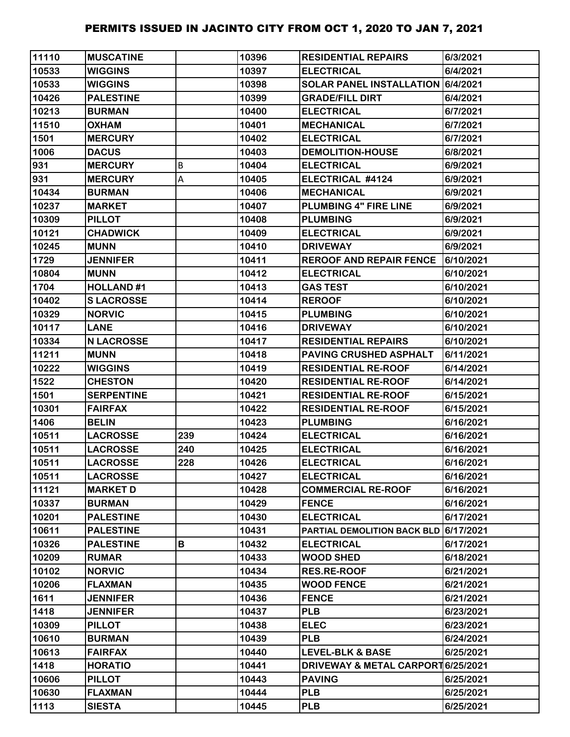# PERMITS ISSUED IN JACINTO CITY FROM OCT 1, 2020 TO JAN 7, 2021

| | | | | | |
|---|---|---|---|---|---|
| 11110 | MUSCATINE | | 10396 | RESIDENTIAL REPAIRS | 6/3/2021 |
| 10533 | WIGGINS | | 10397 | ELECTRICAL | 6/4/2021 |
| 10533 | WIGGINS | | 10398 | SOLAR PANEL INSTALLATION | 6/4/2021 |
| 10426 | PALESTINE | | 10399 | GRADE/FILL DIRT | 6/4/2021 |
| 10213 | BURMAN | | 10400 | ELECTRICAL | 6/7/2021 |
| 11510 | OXHAM | | 10401 | MECHANICAL | 6/7/2021 |
| 1501 | MERCURY | | 10402 | ELECTRICAL | 6/7/2021 |
| 1006 | DACUS | | 10403 | DEMOLITION-HOUSE | 6/8/2021 |
| 931 | MERCURY | B | 10404 | ELECTRICAL | 6/9/2021 |
| 931 | MERCURY | A | 10405 | ELECTRICAL #4124 | 6/9/2021 |
| 10434 | BURMAN | | 10406 | MECHANICAL | 6/9/2021 |
| 10237 | MARKET | | 10407 | PLUMBING 4" FIRE LINE | 6/9/2021 |
| 10309 | PILLOT | | 10408 | PLUMBING | 6/9/2021 |
| 10121 | CHADWICK | | 10409 | ELECTRICAL | 6/9/2021 |
| 10245 | MUNN | | 10410 | DRIVEWAY | 6/9/2021 |
| 1729 | JENNIFER | | 10411 | REROOF AND REPAIR FENCE | 6/10/2021 |
| 10804 | MUNN | | 10412 | ELECTRICAL | 6/10/2021 |
| 1704 | HOLLAND #1 | | 10413 | GAS TEST | 6/10/2021 |
| 10402 | S LACROSSE | | 10414 | REROOF | 6/10/2021 |
| 10329 | NORVIC | | 10415 | PLUMBING | 6/10/2021 |
| 10117 | LANE | | 10416 | DRIVEWAY | 6/10/2021 |
| 10334 | N LACROSSE | | 10417 | RESIDENTIAL REPAIRS | 6/10/2021 |
| 11211 | MUNN | | 10418 | PAVING CRUSHED ASPHALT | 6/11/2021 |
| 10222 | WIGGINS | | 10419 | RESIDENTIAL RE-ROOF | 6/14/2021 |
| 1522 | CHESTON | | 10420 | RESIDENTIAL RE-ROOF | 6/14/2021 |
| 1501 | SERPENTINE | | 10421 | RESIDENTIAL RE-ROOF | 6/15/2021 |
| 10301 | FAIRFAX | | 10422 | RESIDENTIAL RE-ROOF | 6/15/2021 |
| 1406 | BELIN | | 10423 | PLUMBING | 6/16/2021 |
| 10511 | LACROSSE | 239 | 10424 | ELECTRICAL | 6/16/2021 |
| 10511 | LACROSSE | 240 | 10425 | ELECTRICAL | 6/16/2021 |
| 10511 | LACROSSE | 228 | 10426 | ELECTRICAL | 6/16/2021 |
| 10511 | LACROSSE | | 10427 | ELECTRICAL | 6/16/2021 |
| 11121 | MARKET D | | 10428 | COMMERCIAL RE-ROOF | 6/16/2021 |
| 10337 | BURMAN | | 10429 | FENCE | 6/16/2021 |
| 10201 | PALESTINE | | 10430 | ELECTRICAL | 6/17/2021 |
| 10611 | PALESTINE | | 10431 | PARTIAL DEMOLITION BACK BLD | 6/17/2021 |
| 10326 | PALESTINE | B | 10432 | ELECTRICAL | 6/17/2021 |
| 10209 | RUMAR | | 10433 | WOOD SHED | 6/18/2021 |
| 10102 | NORVIC | | 10434 | RES.RE-ROOF | 6/21/2021 |
| 10206 | FLAXMAN | | 10435 | WOOD FENCE | 6/21/2021 |
| 1611 | JENNIFER | | 10436 | FENCE | 6/21/2021 |
| 1418 | JENNIFER | | 10437 | PLB | 6/23/2021 |
| 10309 | PILLOT | | 10438 | ELEC | 6/23/2021 |
| 10610 | BURMAN | | 10439 | PLB | 6/24/2021 |
| 10613 | FAIRFAX | | 10440 | LEVEL-BLK & BASE | 6/25/2021 |
| 1418 | HORATIO | | 10441 | DRIVEWAY & METAL CARPORT | 6/25/2021 |
| 10606 | PILLOT | | 10443 | PAVING | 6/25/2021 |
| 10630 | FLAXMAN | | 10444 | PLB | 6/25/2021 |
| 1113 | SIESTA | | 10445 | PLB | 6/25/2021 |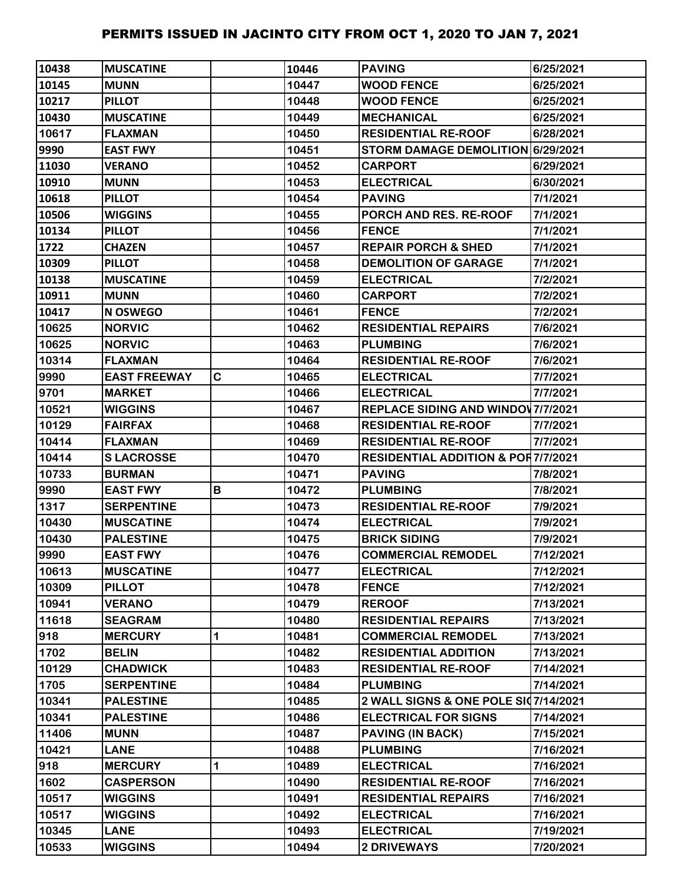# PERMITS ISSUED IN JACINTO CITY FROM OCT 1, 2020 TO JAN 7, 2021

| | | | | | |
|---|---|---|---|---|---|
| 10438 | MUSCATINE | | 10446 | PAVING | 6/25/2021 |
| 10145 | MUNN | | 10447 | WOOD FENCE | 6/25/2021 |
| 10217 | PILLOT | | 10448 | WOOD FENCE | 6/25/2021 |
| 10430 | MUSCATINE | | 10449 | MECHANICAL | 6/25/2021 |
| 10617 | FLAXMAN | | 10450 | RESIDENTIAL RE-ROOF | 6/28/2021 |
| 9990 | EAST FWY | | 10451 | STORM DAMAGE DEMOLITION | 6/29/2021 |
| 11030 | VERANO | | 10452 | CARPORT | 6/29/2021 |
| 10910 | MUNN | | 10453 | ELECTRICAL | 6/30/2021 |
| 10618 | PILLOT | | 10454 | PAVING | 7/1/2021 |
| 10506 | WIGGINS | | 10455 | PORCH AND RES. RE-ROOF | 7/1/2021 |
| 10134 | PILLOT | | 10456 | FENCE | 7/1/2021 |
| 1722 | CHAZEN | | 10457 | REPAIR PORCH & SHED | 7/1/2021 |
| 10309 | PILLOT | | 10458 | DEMOLITION OF GARAGE | 7/1/2021 |
| 10138 | MUSCATINE | | 10459 | ELECTRICAL | 7/2/2021 |
| 10911 | MUNN | | 10460 | CARPORT | 7/2/2021 |
| 10417 | N OSWEGO | | 10461 | FENCE | 7/2/2021 |
| 10625 | NORVIC | | 10462 | RESIDENTIAL REPAIRS | 7/6/2021 |
| 10625 | NORVIC | | 10463 | PLUMBING | 7/6/2021 |
| 10314 | FLAXMAN | | 10464 | RESIDENTIAL RE-ROOF | 7/6/2021 |
| 9990 | EAST FREEWAY | C | 10465 | ELECTRICAL | 7/7/2021 |
| 9701 | MARKET | | 10466 | ELECTRICAL | 7/7/2021 |
| 10521 | WIGGINS | | 10467 | REPLACE SIDING AND WINDOV | 7/7/2021 |
| 10129 | FAIRFAX | | 10468 | RESIDENTIAL RE-ROOF | 7/7/2021 |
| 10414 | FLAXMAN | | 10469 | RESIDENTIAL RE-ROOF | 7/7/2021 |
| 10414 | S LACROSSE | | 10470 | RESIDENTIAL ADDITION & POR | 7/7/2021 |
| 10733 | BURMAN | | 10471 | PAVING | 7/8/2021 |
| 9990 | EAST FWY | B | 10472 | PLUMBING | 7/8/2021 |
| 1317 | SERPENTINE | | 10473 | RESIDENTIAL RE-ROOF | 7/9/2021 |
| 10430 | MUSCATINE | | 10474 | ELECTRICAL | 7/9/2021 |
| 10430 | PALESTINE | | 10475 | BRICK SIDING | 7/9/2021 |
| 9990 | EAST FWY | | 10476 | COMMERCIAL REMODEL | 7/12/2021 |
| 10613 | MUSCATINE | | 10477 | ELECTRICAL | 7/12/2021 |
| 10309 | PILLOT | | 10478 | FENCE | 7/12/2021 |
| 10941 | VERANO | | 10479 | REROOF | 7/13/2021 |
| 11618 | SEAGRAM | | 10480 | RESIDENTIAL REPAIRS | 7/13/2021 |
| 918 | MERCURY | 1 | 10481 | COMMERCIAL REMODEL | 7/13/2021 |
| 1702 | BELIN | | 10482 | RESIDENTIAL ADDITION | 7/13/2021 |
| 10129 | CHADWICK | | 10483 | RESIDENTIAL RE-ROOF | 7/14/2021 |
| 1705 | SERPENTINE | | 10484 | PLUMBING | 7/14/2021 |
| 10341 | PALESTINE | | 10485 | 2 WALL SIGNS & ONE POLE SI | 7/14/2021 |
| 10341 | PALESTINE | | 10486 | ELECTRICAL FOR SIGNS | 7/14/2021 |
| 11406 | MUNN | | 10487 | PAVING (IN BACK) | 7/15/2021 |
| 10421 | LANE | | 10488 | PLUMBING | 7/16/2021 |
| 918 | MERCURY | 1 | 10489 | ELECTRICAL | 7/16/2021 |
| 1602 | CASPERSON | | 10490 | RESIDENTIAL RE-ROOF | 7/16/2021 |
| 10517 | WIGGINS | | 10491 | RESIDENTIAL REPAIRS | 7/16/2021 |
| 10517 | WIGGINS | | 10492 | ELECTRICAL | 7/16/2021 |
| 10345 | LANE | | 10493 | ELECTRICAL | 7/19/2021 |
| 10533 | WIGGINS | | 10494 | 2 DRIVEWAYS | 7/20/2021 |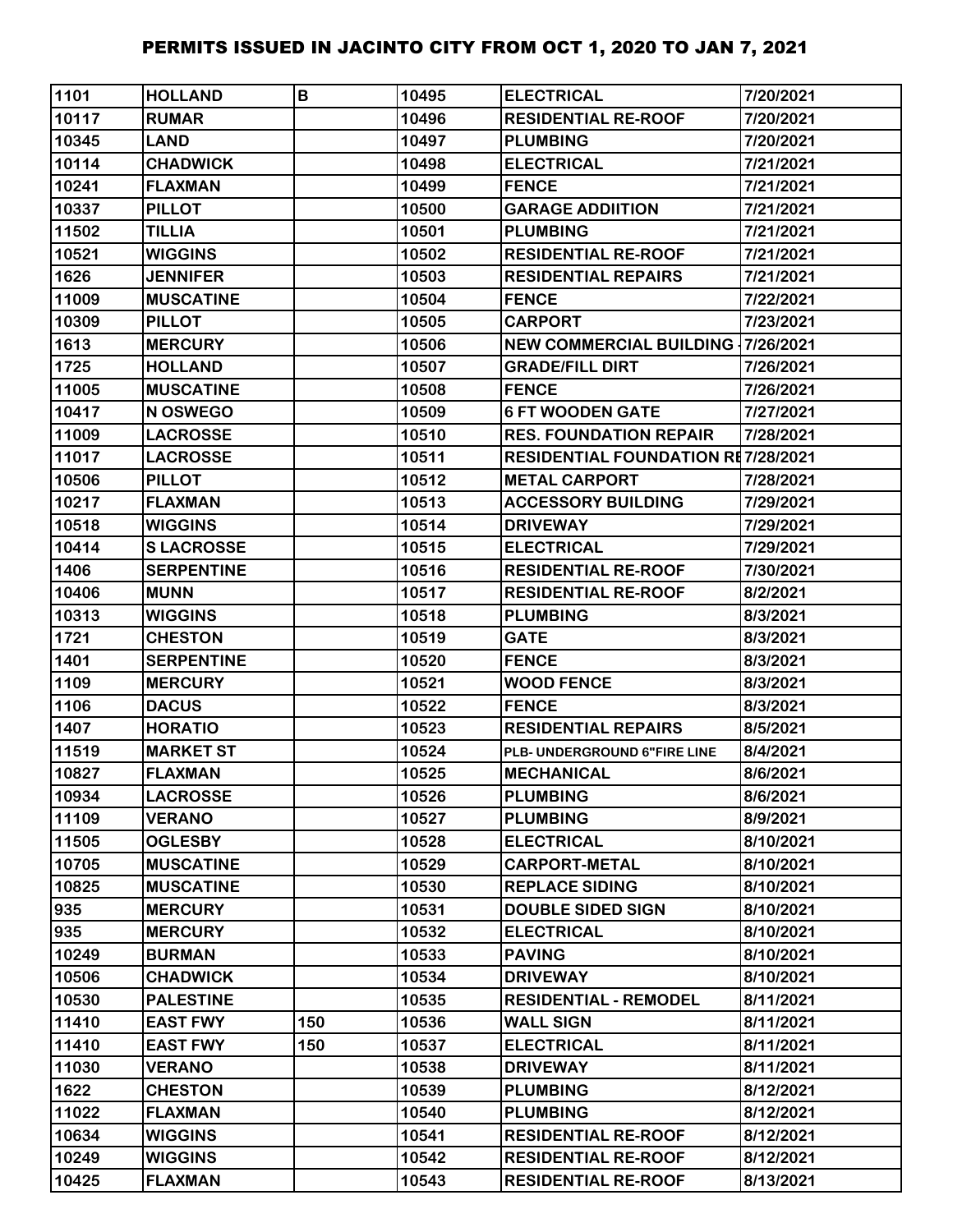# PERMITS ISSUED IN JACINTO CITY FROM OCT 1, 2020 TO JAN 7, 2021

| | | | | | |
|---|---|---|---|---|---|
| 1101 | HOLLAND | B | 10495 | ELECTRICAL | 7/20/2021 |
| 10117 | RUMAR | | 10496 | RESIDENTIAL RE-ROOF | 7/20/2021 |
| 10345 | LAND | | 10497 | PLUMBING | 7/20/2021 |
| 10114 | CHADWICK | | 10498 | ELECTRICAL | 7/21/2021 |
| 10241 | FLAXMAN | | 10499 | FENCE | 7/21/2021 |
| 10337 | PILLOT | | 10500 | GARAGE ADDIITION | 7/21/2021 |
| 11502 | TILLIA | | 10501 | PLUMBING | 7/21/2021 |
| 10521 | WIGGINS | | 10502 | RESIDENTIAL RE-ROOF | 7/21/2021 |
| 1626 | JENNIFER | | 10503 | RESIDENTIAL REPAIRS | 7/21/2021 |
| 11009 | MUSCATINE | | 10504 | FENCE | 7/22/2021 |
| 10309 | PILLOT | | 10505 | CARPORT | 7/23/2021 |
| 1613 | MERCURY | | 10506 | NEW COMMERCIAL BUILDING - | 7/26/2021 |
| 1725 | HOLLAND | | 10507 | GRADE/FILL DIRT | 7/26/2021 |
| 11005 | MUSCATINE | | 10508 | FENCE | 7/26/2021 |
| 10417 | N OSWEGO | | 10509 | 6 FT WOODEN GATE | 7/27/2021 |
| 11009 | LACROSSE | | 10510 | RES. FOUNDATION REPAIR | 7/28/2021 |
| 11017 | LACROSSE | | 10511 | RESIDENTIAL FOUNDATION RE | 7/28/2021 |
| 10506 | PILLOT | | 10512 | METAL CARPORT | 7/28/2021 |
| 10217 | FLAXMAN | | 10513 | ACCESSORY BUILDING | 7/29/2021 |
| 10518 | WIGGINS | | 10514 | DRIVEWAY | 7/29/2021 |
| 10414 | S LACROSSE | | 10515 | ELECTRICAL | 7/29/2021 |
| 1406 | SERPENTINE | | 10516 | RESIDENTIAL RE-ROOF | 7/30/2021 |
| 10406 | MUNN | | 10517 | RESIDENTIAL RE-ROOF | 8/2/2021 |
| 10313 | WIGGINS | | 10518 | PLUMBING | 8/3/2021 |
| 1721 | CHESTON | | 10519 | GATE | 8/3/2021 |
| 1401 | SERPENTINE | | 10520 | FENCE | 8/3/2021 |
| 1109 | MERCURY | | 10521 | WOOD FENCE | 8/3/2021 |
| 1106 | DACUS | | 10522 | FENCE | 8/3/2021 |
| 1407 | HORATIO | | 10523 | RESIDENTIAL REPAIRS | 8/5/2021 |
| 11519 | MARKET ST | | 10524 | PLB- UNDERGROUND 6"FIRE LINE | 8/4/2021 |
| 10827 | FLAXMAN | | 10525 | MECHANICAL | 8/6/2021 |
| 10934 | LACROSSE | | 10526 | PLUMBING | 8/6/2021 |
| 11109 | VERANO | | 10527 | PLUMBING | 8/9/2021 |
| 11505 | OGLESBY | | 10528 | ELECTRICAL | 8/10/2021 |
| 10705 | MUSCATINE | | 10529 | CARPORT-METAL | 8/10/2021 |
| 10825 | MUSCATINE | | 10530 | REPLACE SIDING | 8/10/2021 |
| 935 | MERCURY | | 10531 | DOUBLE SIDED SIGN | 8/10/2021 |
| 935 | MERCURY | | 10532 | ELECTRICAL | 8/10/2021 |
| 10249 | BURMAN | | 10533 | PAVING | 8/10/2021 |
| 10506 | CHADWICK | | 10534 | DRIVEWAY | 8/10/2021 |
| 10530 | PALESTINE | | 10535 | RESIDENTIAL - REMODEL | 8/11/2021 |
| 11410 | EAST FWY | 150 | 10536 | WALL SIGN | 8/11/2021 |
| 11410 | EAST FWY | 150 | 10537 | ELECTRICAL | 8/11/2021 |
| 11030 | VERANO | | 10538 | DRIVEWAY | 8/11/2021 |
| 1622 | CHESTON | | 10539 | PLUMBING | 8/12/2021 |
| 11022 | FLAXMAN | | 10540 | PLUMBING | 8/12/2021 |
| 10634 | WIGGINS | | 10541 | RESIDENTIAL RE-ROOF | 8/12/2021 |
| 10249 | WIGGINS | | 10542 | RESIDENTIAL RE-ROOF | 8/12/2021 |
| 10425 | FLAXMAN | | 10543 | RESIDENTIAL RE-ROOF | 8/13/2021 |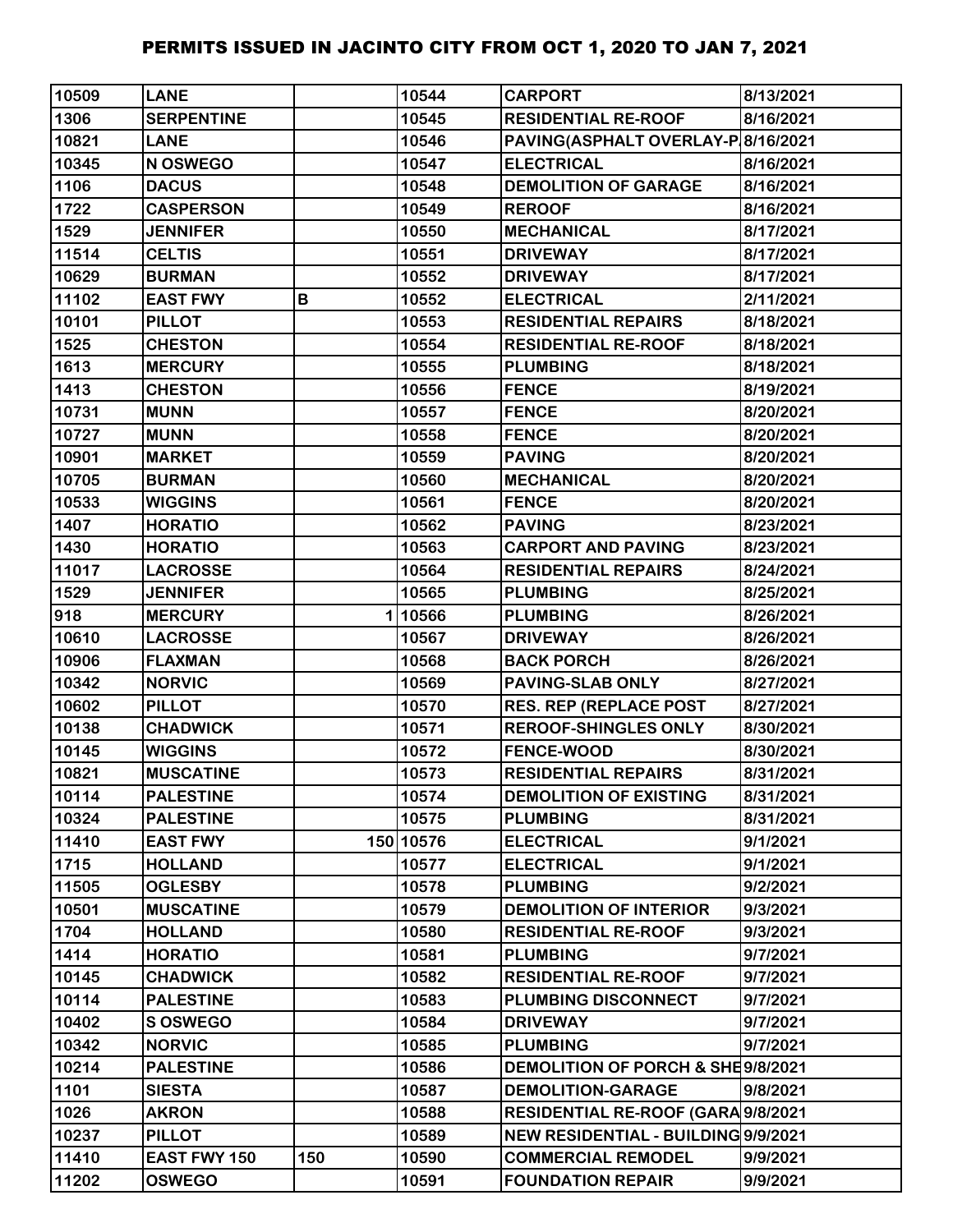| | | | | | |
|---|---|---|---|---|---|
| 10509 | LANE | | 10544 | CARPORT | 8/13/2021 |
| 1306 | SERPENTINE | | 10545 | RESIDENTIAL RE-ROOF | 8/16/2021 |
| 10821 | LANE | | 10546 | PAVING(ASPHALT OVERLAY-P | 8/16/2021 |
| 10345 | N OSWEGO | | 10547 | ELECTRICAL | 8/16/2021 |
| 1106 | DACUS | | 10548 | DEMOLITION OF GARAGE | 8/16/2021 |
| 1722 | CASPERSON | | 10549 | REROOF | 8/16/2021 |
| 1529 | JENNIFER | | 10550 | MECHANICAL | 8/17/2021 |
| 11514 | CELTIS | | 10551 | DRIVEWAY | 8/17/2021 |
| 10629 | BURMAN | | 10552 | DRIVEWAY | 8/17/2021 |
| 11102 | EAST FWY | B | 10552 | ELECTRICAL | 2/11/2021 |
| 10101 | PILLOT | | 10553 | RESIDENTIAL REPAIRS | 8/18/2021 |
| 1525 | CHESTON | | 10554 | RESIDENTIAL RE-ROOF | 8/18/2021 |
| 1613 | MERCURY | | 10555 | PLUMBING | 8/18/2021 |
| 1413 | CHESTON | | 10556 | FENCE | 8/19/2021 |
| 10731 | MUNN | | 10557 | FENCE | 8/20/2021 |
| 10727 | MUNN | | 10558 | FENCE | 8/20/2021 |
| 10901 | MARKET | | 10559 | PAVING | 8/20/2021 |
| 10705 | BURMAN | | 10560 | MECHANICAL | 8/20/2021 |
| 10533 | WIGGINS | | 10561 | FENCE | 8/20/2021 |
| 1407 | HORATIO | | 10562 | PAVING | 8/23/2021 |
| 1430 | HORATIO | | 10563 | CARPORT AND PAVING | 8/23/2021 |
| 11017 | LACROSSE | | 10564 | RESIDENTIAL REPAIRS | 8/24/2021 |
| 1529 | JENNIFER | | 10565 | PLUMBING | 8/25/2021 |
| 918 | MERCURY | 1 | 10566 | PLUMBING | 8/26/2021 |
| 10610 | LACROSSE | | 10567 | DRIVEWAY | 8/26/2021 |
| 10906 | FLAXMAN | | 10568 | BACK PORCH | 8/26/2021 |
| 10342 | NORVIC | | 10569 | PAVING-SLAB ONLY | 8/27/2021 |
| 10602 | PILLOT | | 10570 | RES. REP (REPLACE POST | 8/27/2021 |
| 10138 | CHADWICK | | 10571 | REROOF-SHINGLES ONLY | 8/30/2021 |
| 10145 | WIGGINS | | 10572 | FENCE-WOOD | 8/30/2021 |
| 10821 | MUSCATINE | | 10573 | RESIDENTIAL REPAIRS | 8/31/2021 |
| 10114 | PALESTINE | | 10574 | DEMOLITION OF EXISTING | 8/31/2021 |
| 10324 | PALESTINE | | 10575 | PLUMBING | 8/31/2021 |
| 11410 | EAST FWY | 150 | 10576 | ELECTRICAL | 9/1/2021 |
| 1715 | HOLLAND | | 10577 | ELECTRICAL | 9/1/2021 |
| 11505 | OGLESBY | | 10578 | PLUMBING | 9/2/2021 |
| 10501 | MUSCATINE | | 10579 | DEMOLITION OF INTERIOR | 9/3/2021 |
| 1704 | HOLLAND | | 10580 | RESIDENTIAL RE-ROOF | 9/3/2021 |
| 1414 | HORATIO | | 10581 | PLUMBING | 9/7/2021 |
| 10145 | CHADWICK | | 10582 | RESIDENTIAL RE-ROOF | 9/7/2021 |
| 10114 | PALESTINE | | 10583 | PLUMBING DISCONNECT | 9/7/2021 |
| 10402 | S OSWEGO | | 10584 | DRIVEWAY | 9/7/2021 |
| 10342 | NORVIC | | 10585 | PLUMBING | 9/7/2021 |
| 10214 | PALESTINE | | 10586 | DEMOLITION OF PORCH & SHE | 9/8/2021 |
| 1101 | SIESTA | | 10587 | DEMOLITION-GARAGE | 9/8/2021 |
| 1026 | AKRON | | 10588 | RESIDENTIAL RE-ROOF (GARA | 9/8/2021 |
| 10237 | PILLOT | | 10589 | NEW RESIDENTIAL - BUILDING | 9/9/2021 |
| 11410 | EAST FWY 150 | 150 | 10590 | COMMERCIAL REMODEL | 9/9/2021 |
| 11202 | OSWEGO | | 10591 | FOUNDATION REPAIR | 9/9/2021 |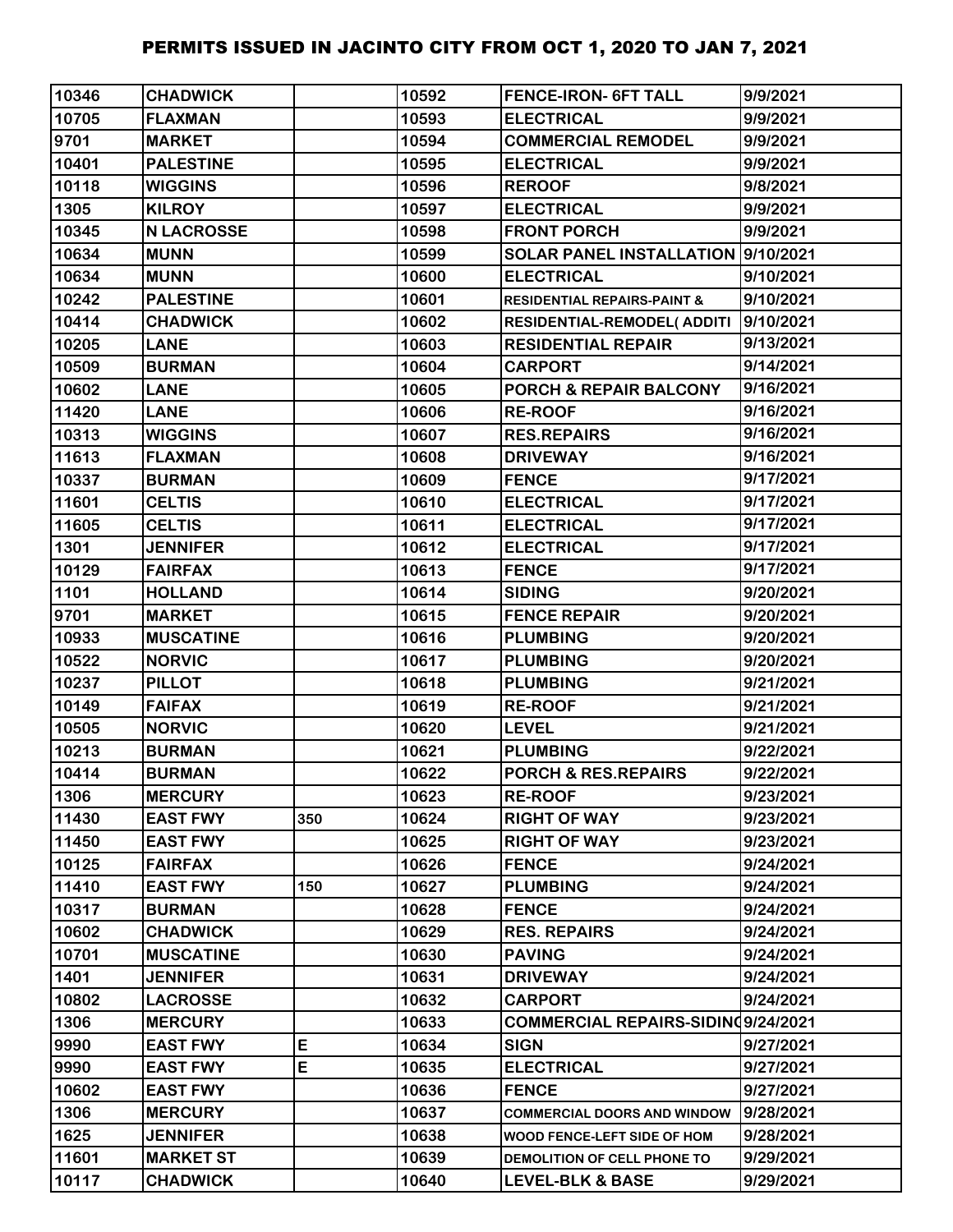# PERMITS ISSUED IN JACINTO CITY FROM OCT 1, 2020 TO JAN 7, 2021

| | | | | | |
|---|---|---|---|---|---|
| 10346 | CHADWICK | | 10592 | FENCE-IRON- 6FT TALL | 9/9/2021 |
| 10705 | FLAXMAN | | 10593 | ELECTRICAL | 9/9/2021 |
| 9701 | MARKET | | 10594 | COMMERCIAL REMODEL | 9/9/2021 |
| 10401 | PALESTINE | | 10595 | ELECTRICAL | 9/9/2021 |
| 10118 | WIGGINS | | 10596 | REROOF | 9/8/2021 |
| 1305 | KILROY | | 10597 | ELECTRICAL | 9/9/2021 |
| 10345 | N LACROSSE | | 10598 | FRONT PORCH | 9/9/2021 |
| 10634 | MUNN | | 10599 | SOLAR PANEL INSTALLATION | 9/10/2021 |
| 10634 | MUNN | | 10600 | ELECTRICAL | 9/10/2021 |
| 10242 | PALESTINE | | 10601 | RESIDENTIAL REPAIRS-PAINT & | 9/10/2021 |
| 10414 | CHADWICK | | 10602 | RESIDENTIAL-REMODEL( ADDITI | 9/10/2021 |
| 10205 | LANE | | 10603 | RESIDENTIAL REPAIR | 9/13/2021 |
| 10509 | BURMAN | | 10604 | CARPORT | 9/14/2021 |
| 10602 | LANE | | 10605 | PORCH & REPAIR BALCONY | 9/16/2021 |
| 11420 | LANE | | 10606 | RE-ROOF | 9/16/2021 |
| 10313 | WIGGINS | | 10607 | RES.REPAIRS | 9/16/2021 |
| 11613 | FLAXMAN | | 10608 | DRIVEWAY | 9/16/2021 |
| 10337 | BURMAN | | 10609 | FENCE | 9/17/2021 |
| 11601 | CELTIS | | 10610 | ELECTRICAL | 9/17/2021 |
| 11605 | CELTIS | | 10611 | ELECTRICAL | 9/17/2021 |
| 1301 | JENNIFER | | 10612 | ELECTRICAL | 9/17/2021 |
| 10129 | FAIRFAX | | 10613 | FENCE | 9/17/2021 |
| 1101 | HOLLAND | | 10614 | SIDING | 9/20/2021 |
| 9701 | MARKET | | 10615 | FENCE REPAIR | 9/20/2021 |
| 10933 | MUSCATINE | | 10616 | PLUMBING | 9/20/2021 |
| 10522 | NORVIC | | 10617 | PLUMBING | 9/20/2021 |
| 10237 | PILLOT | | 10618 | PLUMBING | 9/21/2021 |
| 10149 | FAIFAX | | 10619 | RE-ROOF | 9/21/2021 |
| 10505 | NORVIC | | 10620 | LEVEL | 9/21/2021 |
| 10213 | BURMAN | | 10621 | PLUMBING | 9/22/2021 |
| 10414 | BURMAN | | 10622 | PORCH & RES.REPAIRS | 9/22/2021 |
| 1306 | MERCURY | | 10623 | RE-ROOF | 9/23/2021 |
| 11430 | EAST FWY | 350 | 10624 | RIGHT OF WAY | 9/23/2021 |
| 11450 | EAST FWY | | 10625 | RIGHT OF WAY | 9/23/2021 |
| 10125 | FAIRFAX | | 10626 | FENCE | 9/24/2021 |
| 11410 | EAST FWY | 150 | 10627 | PLUMBING | 9/24/2021 |
| 10317 | BURMAN | | 10628 | FENCE | 9/24/2021 |
| 10602 | CHADWICK | | 10629 | RES. REPAIRS | 9/24/2021 |
| 10701 | MUSCATINE | | 10630 | PAVING | 9/24/2021 |
| 1401 | JENNIFER | | 10631 | DRIVEWAY | 9/24/2021 |
| 10802 | LACROSSE | | 10632 | CARPORT | 9/24/2021 |
| 1306 | MERCURY | | 10633 | COMMERCIAL REPAIRS-SIDING | 9/24/2021 |
| 9990 | EAST FWY | E | 10634 | SIGN | 9/27/2021 |
| 9990 | EAST FWY | E | 10635 | ELECTRICAL | 9/27/2021 |
| 10602 | EAST FWY | | 10636 | FENCE | 9/27/2021 |
| 1306 | MERCURY | | 10637 | COMMERCIAL DOORS AND WINDOW | 9/28/2021 |
| 1625 | JENNIFER | | 10638 | WOOD FENCE-LEFT SIDE OF HOM | 9/28/2021 |
| 11601 | MARKET ST | | 10639 | DEMOLITION OF CELL PHONE TO | 9/29/2021 |
| 10117 | CHADWICK | | 10640 | LEVEL-BLK & BASE | 9/29/2021 |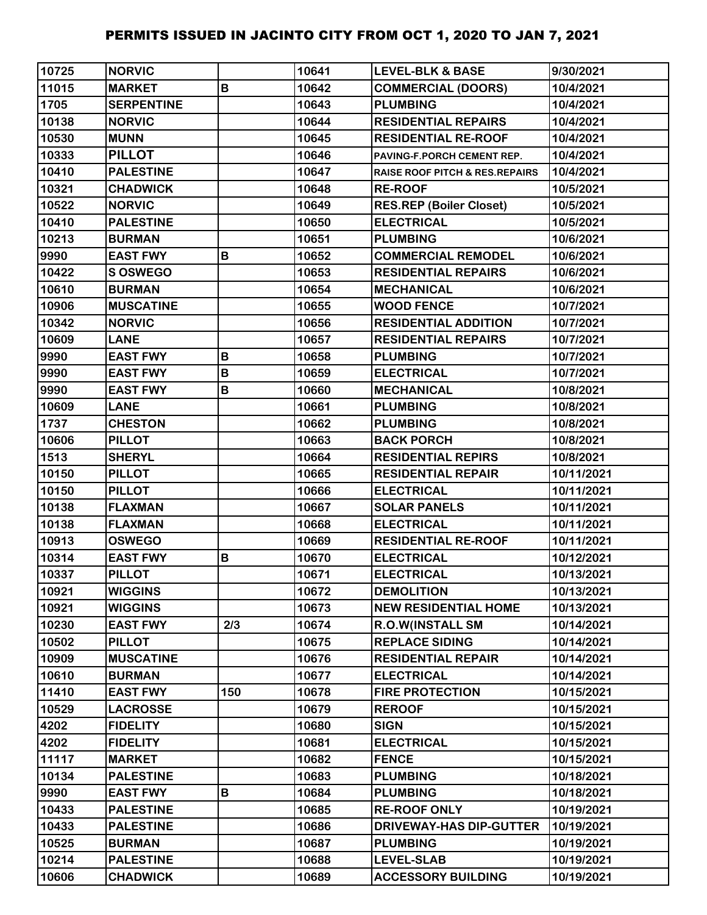# PERMITS ISSUED IN JACINTO CITY FROM OCT 1, 2020 TO JAN 7, 2021

| | | | | | |
|---|---|---|---|---|---|
| 10725 | NORVIC | | 10641 | LEVEL-BLK & BASE | 9/30/2021 |
| 11015 | MARKET | B | 10642 | COMMERCIAL (DOORS) | 10/4/2021 |
| 1705 | SERPENTINE | | 10643 | PLUMBING | 10/4/2021 |
| 10138 | NORVIC | | 10644 | RESIDENTIAL REPAIRS | 10/4/2021 |
| 10530 | MUNN | | 10645 | RESIDENTIAL RE-ROOF | 10/4/2021 |
| 10333 | PILLOT | | 10646 | PAVING-F.PORCH CEMENT REP. | 10/4/2021 |
| 10410 | PALESTINE | | 10647 | RAISE ROOF PITCH & RES.REPAIRS | 10/4/2021 |
| 10321 | CHADWICK | | 10648 | RE-ROOF | 10/5/2021 |
| 10522 | NORVIC | | 10649 | RES.REP (Boiler Closet) | 10/5/2021 |
| 10410 | PALESTINE | | 10650 | ELECTRICAL | 10/5/2021 |
| 10213 | BURMAN | | 10651 | PLUMBING | 10/6/2021 |
| 9990 | EAST FWY | B | 10652 | COMMERCIAL REMODEL | 10/6/2021 |
| 10422 | S OSWEGO | | 10653 | RESIDENTIAL REPAIRS | 10/6/2021 |
| 10610 | BURMAN | | 10654 | MECHANICAL | 10/6/2021 |
| 10906 | MUSCATINE | | 10655 | WOOD FENCE | 10/7/2021 |
| 10342 | NORVIC | | 10656 | RESIDENTIAL ADDITION | 10/7/2021 |
| 10609 | LANE | | 10657 | RESIDENTIAL REPAIRS | 10/7/2021 |
| 9990 | EAST FWY | B | 10658 | PLUMBING | 10/7/2021 |
| 9990 | EAST FWY | B | 10659 | ELECTRICAL | 10/7/2021 |
| 9990 | EAST FWY | B | 10660 | MECHANICAL | 10/8/2021 |
| 10609 | LANE | | 10661 | PLUMBING | 10/8/2021 |
| 1737 | CHESTON | | 10662 | PLUMBING | 10/8/2021 |
| 10606 | PILLOT | | 10663 | BACK PORCH | 10/8/2021 |
| 1513 | SHERYL | | 10664 | RESIDENTIAL REPIRS | 10/8/2021 |
| 10150 | PILLOT | | 10665 | RESIDENTIAL REPAIR | 10/11/2021 |
| 10150 | PILLOT | | 10666 | ELECTRICAL | 10/11/2021 |
| 10138 | FLAXMAN | | 10667 | SOLAR PANELS | 10/11/2021 |
| 10138 | FLAXMAN | | 10668 | ELECTRICAL | 10/11/2021 |
| 10913 | OSWEGO | | 10669 | RESIDENTIAL RE-ROOF | 10/11/2021 |
| 10314 | EAST FWY | B | 10670 | ELECTRICAL | 10/12/2021 |
| 10337 | PILLOT | | 10671 | ELECTRICAL | 10/13/2021 |
| 10921 | WIGGINS | | 10672 | DEMOLITION | 10/13/2021 |
| 10921 | WIGGINS | | 10673 | NEW RESIDENTIAL HOME | 10/13/2021 |
| 10230 | EAST FWY | 2/3 | 10674 | R.O.W(INSTALL SM | 10/14/2021 |
| 10502 | PILLOT | | 10675 | REPLACE SIDING | 10/14/2021 |
| 10909 | MUSCATINE | | 10676 | RESIDENTIAL REPAIR | 10/14/2021 |
| 10610 | BURMAN | | 10677 | ELECTRICAL | 10/14/2021 |
| 11410 | EAST FWY | 150 | 10678 | FIRE PROTECTION | 10/15/2021 |
| 10529 | LACROSSE | | 10679 | REROOF | 10/15/2021 |
| 4202 | FIDELITY | | 10680 | SIGN | 10/15/2021 |
| 4202 | FIDELITY | | 10681 | ELECTRICAL | 10/15/2021 |
| 11117 | MARKET | | 10682 | FENCE | 10/15/2021 |
| 10134 | PALESTINE | | 10683 | PLUMBING | 10/18/2021 |
| 9990 | EAST FWY | B | 10684 | PLUMBING | 10/18/2021 |
| 10433 | PALESTINE | | 10685 | RE-ROOF ONLY | 10/19/2021 |
| 10433 | PALESTINE | | 10686 | DRIVEWAY-HAS DIP-GUTTER | 10/19/2021 |
| 10525 | BURMAN | | 10687 | PLUMBING | 10/19/2021 |
| 10214 | PALESTINE | | 10688 | LEVEL-SLAB | 10/19/2021 |
| 10606 | CHADWICK | | 10689 | ACCESSORY BUILDING | 10/19/2021 |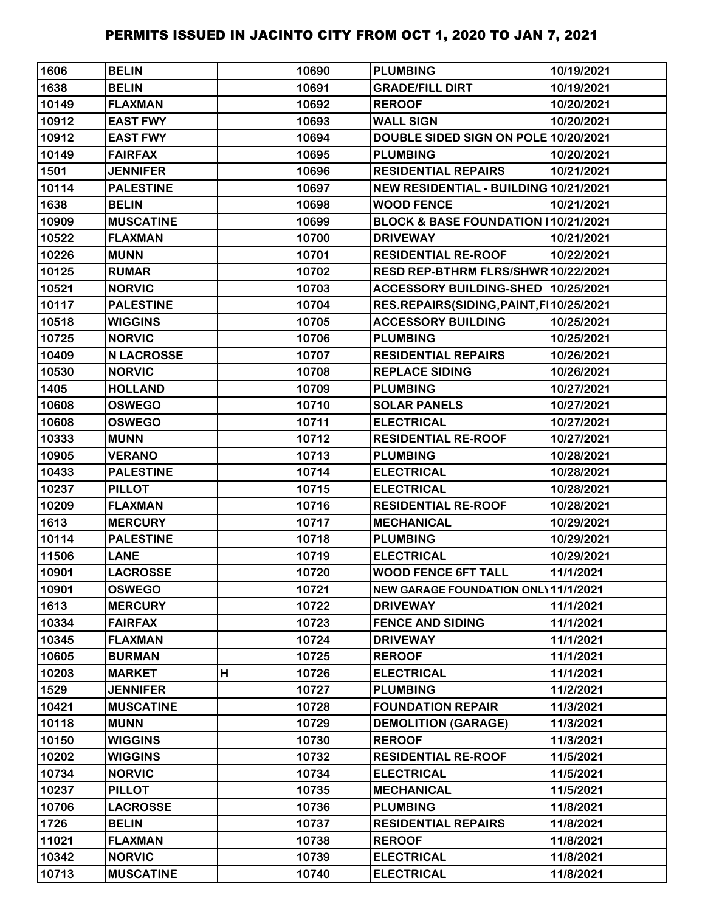# PERMITS ISSUED IN JACINTO CITY FROM OCT 1, 2020 TO JAN 7, 2021

| | | | | | |
|---|---|---|---|---|---|
| 1606 | BELIN | | 10690 | PLUMBING | 10/19/2021 |
| 1638 | BELIN | | 10691 | GRADE/FILL DIRT | 10/19/2021 |
| 10149 | FLAXMAN | | 10692 | REROOF | 10/20/2021 |
| 10912 | EAST FWY | | 10693 | WALL SIGN | 10/20/2021 |
| 10912 | EAST FWY | | 10694 | DOUBLE SIDED SIGN ON POLE | 10/20/2021 |
| 10149 | FAIRFAX | | 10695 | PLUMBING | 10/20/2021 |
| 1501 | JENNIFER | | 10696 | RESIDENTIAL REPAIRS | 10/21/2021 |
| 10114 | PALESTINE | | 10697 | NEW RESIDENTIAL - BUILDING | 10/21/2021 |
| 1638 | BELIN | | 10698 | WOOD FENCE | 10/21/2021 |
| 10909 | MUSCATINE | | 10699 | BLOCK & BASE FOUNDATION I | 10/21/2021 |
| 10522 | FLAXMAN | | 10700 | DRIVEWAY | 10/21/2021 |
| 10226 | MUNN | | 10701 | RESIDENTIAL RE-ROOF | 10/22/2021 |
| 10125 | RUMAR | | 10702 | RESD REP-BTHRM FLRS/SHWR | 10/22/2021 |
| 10521 | NORVIC | | 10703 | ACCESSORY BUILDING-SHED | 10/25/2021 |
| 10117 | PALESTINE | | 10704 | RES.REPAIRS(SIDING,PAINT,F | 10/25/2021 |
| 10518 | WIGGINS | | 10705 | ACCESSORY BUILDING | 10/25/2021 |
| 10725 | NORVIC | | 10706 | PLUMBING | 10/25/2021 |
| 10409 | N LACROSSE | | 10707 | RESIDENTIAL REPAIRS | 10/26/2021 |
| 10530 | NORVIC | | 10708 | REPLACE SIDING | 10/26/2021 |
| 1405 | HOLLAND | | 10709 | PLUMBING | 10/27/2021 |
| 10608 | OSWEGO | | 10710 | SOLAR PANELS | 10/27/2021 |
| 10608 | OSWEGO | | 10711 | ELECTRICAL | 10/27/2021 |
| 10333 | MUNN | | 10712 | RESIDENTIAL RE-ROOF | 10/27/2021 |
| 10905 | VERANO | | 10713 | PLUMBING | 10/28/2021 |
| 10433 | PALESTINE | | 10714 | ELECTRICAL | 10/28/2021 |
| 10237 | PILLOT | | 10715 | ELECTRICAL | 10/28/2021 |
| 10209 | FLAXMAN | | 10716 | RESIDENTIAL RE-ROOF | 10/28/2021 |
| 1613 | MERCURY | | 10717 | MECHANICAL | 10/29/2021 |
| 10114 | PALESTINE | | 10718 | PLUMBING | 10/29/2021 |
| 11506 | LANE | | 10719 | ELECTRICAL | 10/29/2021 |
| 10901 | LACROSSE | | 10720 | WOOD FENCE 6FT TALL | 11/1/2021 |
| 10901 | OSWEGO | | 10721 | NEW GARAGE FOUNDATION ONLY | 11/1/2021 |
| 1613 | MERCURY | | 10722 | DRIVEWAY | 11/1/2021 |
| 10334 | FAIRFAX | | 10723 | FENCE AND SIDING | 11/1/2021 |
| 10345 | FLAXMAN | | 10724 | DRIVEWAY | 11/1/2021 |
| 10605 | BURMAN | | 10725 | REROOF | 11/1/2021 |
| 10203 | MARKET | H | 10726 | ELECTRICAL | 11/1/2021 |
| 1529 | JENNIFER | | 10727 | PLUMBING | 11/2/2021 |
| 10421 | MUSCATINE | | 10728 | FOUNDATION REPAIR | 11/3/2021 |
| 10118 | MUNN | | 10729 | DEMOLITION (GARAGE) | 11/3/2021 |
| 10150 | WIGGINS | | 10730 | REROOF | 11/3/2021 |
| 10202 | WIGGINS | | 10732 | RESIDENTIAL RE-ROOF | 11/5/2021 |
| 10734 | NORVIC | | 10734 | ELECTRICAL | 11/5/2021 |
| 10237 | PILLOT | | 10735 | MECHANICAL | 11/5/2021 |
| 10706 | LACROSSE | | 10736 | PLUMBING | 11/8/2021 |
| 1726 | BELIN | | 10737 | RESIDENTIAL REPAIRS | 11/8/2021 |
| 11021 | FLAXMAN | | 10738 | REROOF | 11/8/2021 |
| 10342 | NORVIC | | 10739 | ELECTRICAL | 11/8/2021 |
| 10713 | MUSCATINE | | 10740 | ELECTRICAL | 11/8/2021 |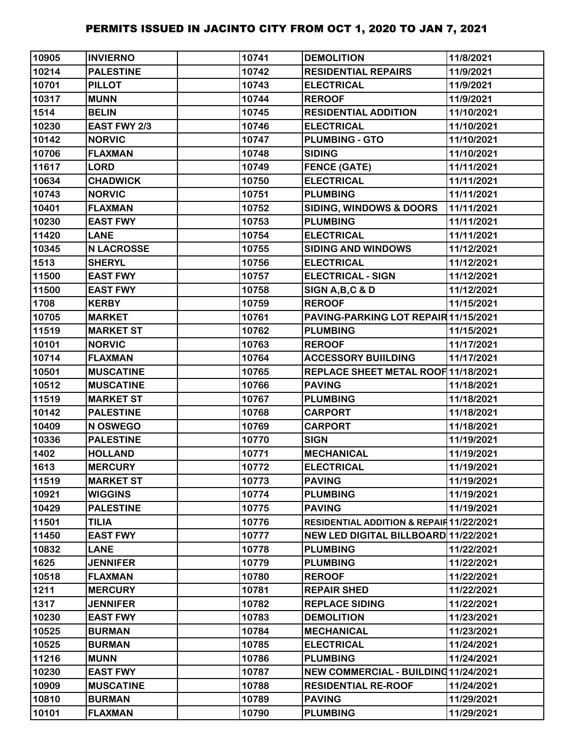# PERMITS ISSUED IN JACINTO CITY FROM OCT 1, 2020 TO JAN 7, 2021

| | | | | | |
|---|---|---|---|---|---|
| 10905 | INVIERNO | | 10741 | DEMOLITION | 11/8/2021 |
| 10214 | PALESTINE | | 10742 | RESIDENTIAL REPAIRS | 11/9/2021 |
| 10701 | PILLOT | | 10743 | ELECTRICAL | 11/9/2021 |
| 10317 | MUNN | | 10744 | REROOF | 11/9/2021 |
| 1514 | BELIN | | 10745 | RESIDENTIAL ADDITION | 11/10/2021 |
| 10230 | EAST FWY 2/3 | | 10746 | ELECTRICAL | 11/10/2021 |
| 10142 | NORVIC | | 10747 | PLUMBING - GTO | 11/10/2021 |
| 10706 | FLAXMAN | | 10748 | SIDING | 11/10/2021 |
| 11617 | LORD | | 10749 | FENCE (GATE) | 11/11/2021 |
| 10634 | CHADWICK | | 10750 | ELECTRICAL | 11/11/2021 |
| 10743 | NORVIC | | 10751 | PLUMBING | 11/11/2021 |
| 10401 | FLAXMAN | | 10752 | SIDING, WINDOWS & DOORS | 11/11/2021 |
| 10230 | EAST FWY | | 10753 | PLUMBING | 11/11/2021 |
| 11420 | LANE | | 10754 | ELECTRICAL | 11/11/2021 |
| 10345 | N LACROSSE | | 10755 | SIDING AND WINDOWS | 11/12/2021 |
| 1513 | SHERYL | | 10756 | ELECTRICAL | 11/12/2021 |
| 11500 | EAST FWY | | 10757 | ELECTRICAL - SIGN | 11/12/2021 |
| 11500 | EAST FWY | | 10758 | SIGN A,B,C & D | 11/12/2021 |
| 1708 | KERBY | | 10759 | REROOF | 11/15/2021 |
| 10705 | MARKET | | 10761 | PAVING-PARKING LOT REPAIR | 11/15/2021 |
| 11519 | MARKET ST | | 10762 | PLUMBING | 11/15/2021 |
| 10101 | NORVIC | | 10763 | REROOF | 11/17/2021 |
| 10714 | FLAXMAN | | 10764 | ACCESSORY BUIILDING | 11/17/2021 |
| 10501 | MUSCATINE | | 10765 | REPLACE SHEET METAL ROOF | 11/18/2021 |
| 10512 | MUSCATINE | | 10766 | PAVING | 11/18/2021 |
| 11519 | MARKET ST | | 10767 | PLUMBING | 11/18/2021 |
| 10142 | PALESTINE | | 10768 | CARPORT | 11/18/2021 |
| 10409 | N OSWEGO | | 10769 | CARPORT | 11/18/2021 |
| 10336 | PALESTINE | | 10770 | SIGN | 11/19/2021 |
| 1402 | HOLLAND | | 10771 | MECHANICAL | 11/19/2021 |
| 1613 | MERCURY | | 10772 | ELECTRICAL | 11/19/2021 |
| 11519 | MARKET ST | | 10773 | PAVING | 11/19/2021 |
| 10921 | WIGGINS | | 10774 | PLUMBING | 11/19/2021 |
| 10429 | PALESTINE | | 10775 | PAVING | 11/19/2021 |
| 11501 | TILIA | | 10776 | RESIDENTIAL ADDITION & REPAIR | 11/22/2021 |
| 11450 | EAST FWY | | 10777 | NEW LED DIGITAL BILLBOARD | 11/22/2021 |
| 10832 | LANE | | 10778 | PLUMBING | 11/22/2021 |
| 1625 | JENNIFER | | 10779 | PLUMBING | 11/22/2021 |
| 10518 | FLAXMAN | | 10780 | REROOF | 11/22/2021 |
| 1211 | MERCURY | | 10781 | REPAIR SHED | 11/22/2021 |
| 1317 | JENNIFER | | 10782 | REPLACE SIDING | 11/22/2021 |
| 10230 | EAST FWY | | 10783 | DEMOLITION | 11/23/2021 |
| 10525 | BURMAN | | 10784 | MECHANICAL | 11/23/2021 |
| 10525 | BURMAN | | 10785 | ELECTRICAL | 11/24/2021 |
| 11216 | MUNN | | 10786 | PLUMBING | 11/24/2021 |
| 10230 | EAST FWY | | 10787 | NEW COMMERCIAL - BUILDING | 11/24/2021 |
| 10909 | MUSCATINE | | 10788 | RESIDENTIAL RE-ROOF | 11/24/2021 |
| 10810 | BURMAN | | 10789 | PAVING | 11/29/2021 |
| 10101 | FLAXMAN | | 10790 | PLUMBING | 11/29/2021 |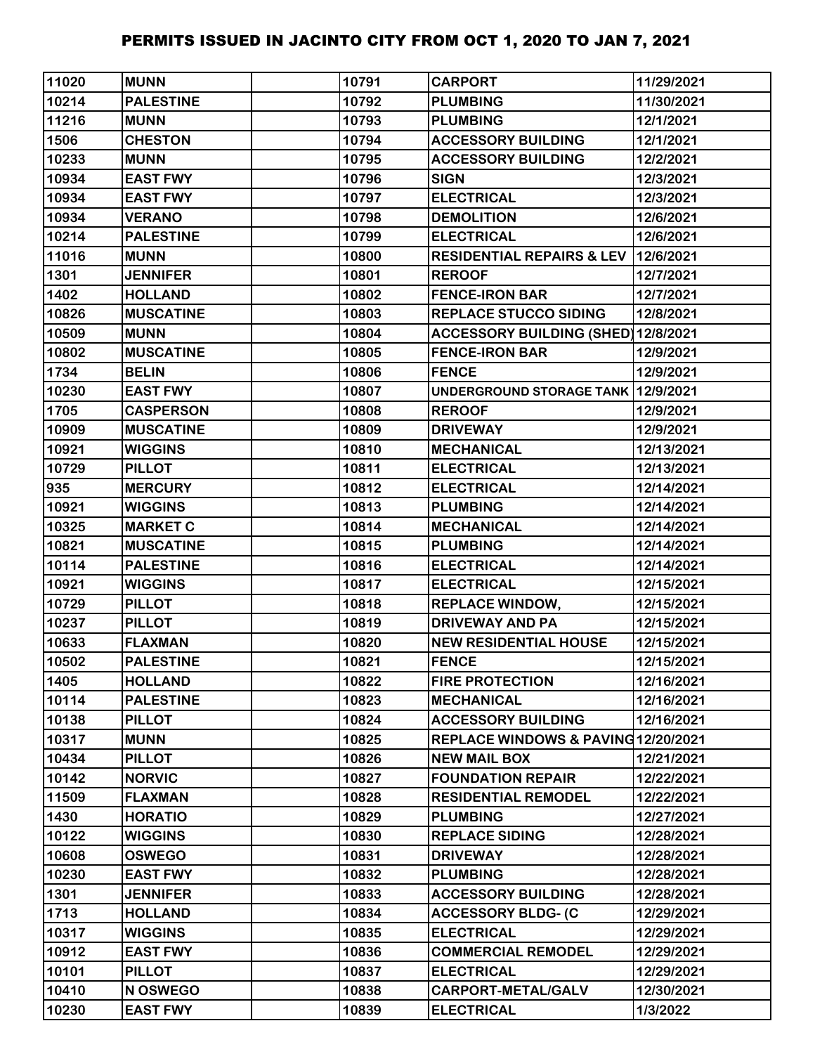# PERMITS ISSUED IN JACINTO CITY FROM OCT 1, 2020 TO JAN 7, 2021

| | | | | | |
|---|---|---|---|---|---|
| 11020 | MUNN | | 10791 | CARPORT | 11/29/2021 |
| 10214 | PALESTINE | | 10792 | PLUMBING | 11/30/2021 |
| 11216 | MUNN | | 10793 | PLUMBING | 12/1/2021 |
| 1506 | CHESTON | | 10794 | ACCESSORY BUILDING | 12/1/2021 |
| 10233 | MUNN | | 10795 | ACCESSORY BUILDING | 12/2/2021 |
| 10934 | EAST FWY | | 10796 | SIGN | 12/3/2021 |
| 10934 | EAST FWY | | 10797 | ELECTRICAL | 12/3/2021 |
| 10934 | VERANO | | 10798 | DEMOLITION | 12/6/2021 |
| 10214 | PALESTINE | | 10799 | ELECTRICAL | 12/6/2021 |
| 11016 | MUNN | | 10800 | RESIDENTIAL REPAIRS & LEV | 12/6/2021 |
| 1301 | JENNIFER | | 10801 | REROOF | 12/7/2021 |
| 1402 | HOLLAND | | 10802 | FENCE-IRON BAR | 12/7/2021 |
| 10826 | MUSCATINE | | 10803 | REPLACE STUCCO SIDING | 12/8/2021 |
| 10509 | MUNN | | 10804 | ACCESSORY BUILDING (SHED) | 12/8/2021 |
| 10802 | MUSCATINE | | 10805 | FENCE-IRON BAR | 12/9/2021 |
| 1734 | BELIN | | 10806 | FENCE | 12/9/2021 |
| 10230 | EAST FWY | | 10807 | UNDERGROUND STORAGE TANK | 12/9/2021 |
| 1705 | CASPERSON | | 10808 | REROOF | 12/9/2021 |
| 10909 | MUSCATINE | | 10809 | DRIVEWAY | 12/9/2021 |
| 10921 | WIGGINS | | 10810 | MECHANICAL | 12/13/2021 |
| 10729 | PILLOT | | 10811 | ELECTRICAL | 12/13/2021 |
| 935 | MERCURY | | 10812 | ELECTRICAL | 12/14/2021 |
| 10921 | WIGGINS | | 10813 | PLUMBING | 12/14/2021 |
| 10325 | MARKET C | | 10814 | MECHANICAL | 12/14/2021 |
| 10821 | MUSCATINE | | 10815 | PLUMBING | 12/14/2021 |
| 10114 | PALESTINE | | 10816 | ELECTRICAL | 12/14/2021 |
| 10921 | WIGGINS | | 10817 | ELECTRICAL | 12/15/2021 |
| 10729 | PILLOT | | 10818 | REPLACE WINDOW, | 12/15/2021 |
| 10237 | PILLOT | | 10819 | DRIVEWAY AND PA | 12/15/2021 |
| 10633 | FLAXMAN | | 10820 | NEW RESIDENTIAL HOUSE | 12/15/2021 |
| 10502 | PALESTINE | | 10821 | FENCE | 12/15/2021 |
| 1405 | HOLLAND | | 10822 | FIRE PROTECTION | 12/16/2021 |
| 10114 | PALESTINE | | 10823 | MECHANICAL | 12/16/2021 |
| 10138 | PILLOT | | 10824 | ACCESSORY BUILDING | 12/16/2021 |
| 10317 | MUNN | | 10825 | REPLACE WINDOWS & PAVING | 12/20/2021 |
| 10434 | PILLOT | | 10826 | NEW MAIL BOX | 12/21/2021 |
| 10142 | NORVIC | | 10827 | FOUNDATION REPAIR | 12/22/2021 |
| 11509 | FLAXMAN | | 10828 | RESIDENTIAL REMODEL | 12/22/2021 |
| 1430 | HORATIO | | 10829 | PLUMBING | 12/27/2021 |
| 10122 | WIGGINS | | 10830 | REPLACE SIDING | 12/28/2021 |
| 10608 | OSWEGO | | 10831 | DRIVEWAY | 12/28/2021 |
| 10230 | EAST FWY | | 10832 | PLUMBING | 12/28/2021 |
| 1301 | JENNIFER | | 10833 | ACCESSORY BUILDING | 12/28/2021 |
| 1713 | HOLLAND | | 10834 | ACCESSORY BLDG- (C | 12/29/2021 |
| 10317 | WIGGINS | | 10835 | ELECTRICAL | 12/29/2021 |
| 10912 | EAST FWY | | 10836 | COMMERCIAL REMODEL | 12/29/2021 |
| 10101 | PILLOT | | 10837 | ELECTRICAL | 12/29/2021 |
| 10410 | N OSWEGO | | 10838 | CARPORT-METAL/GALV | 12/30/2021 |
| 10230 | EAST FWY | | 10839 | ELECTRICAL | 1/3/2022 |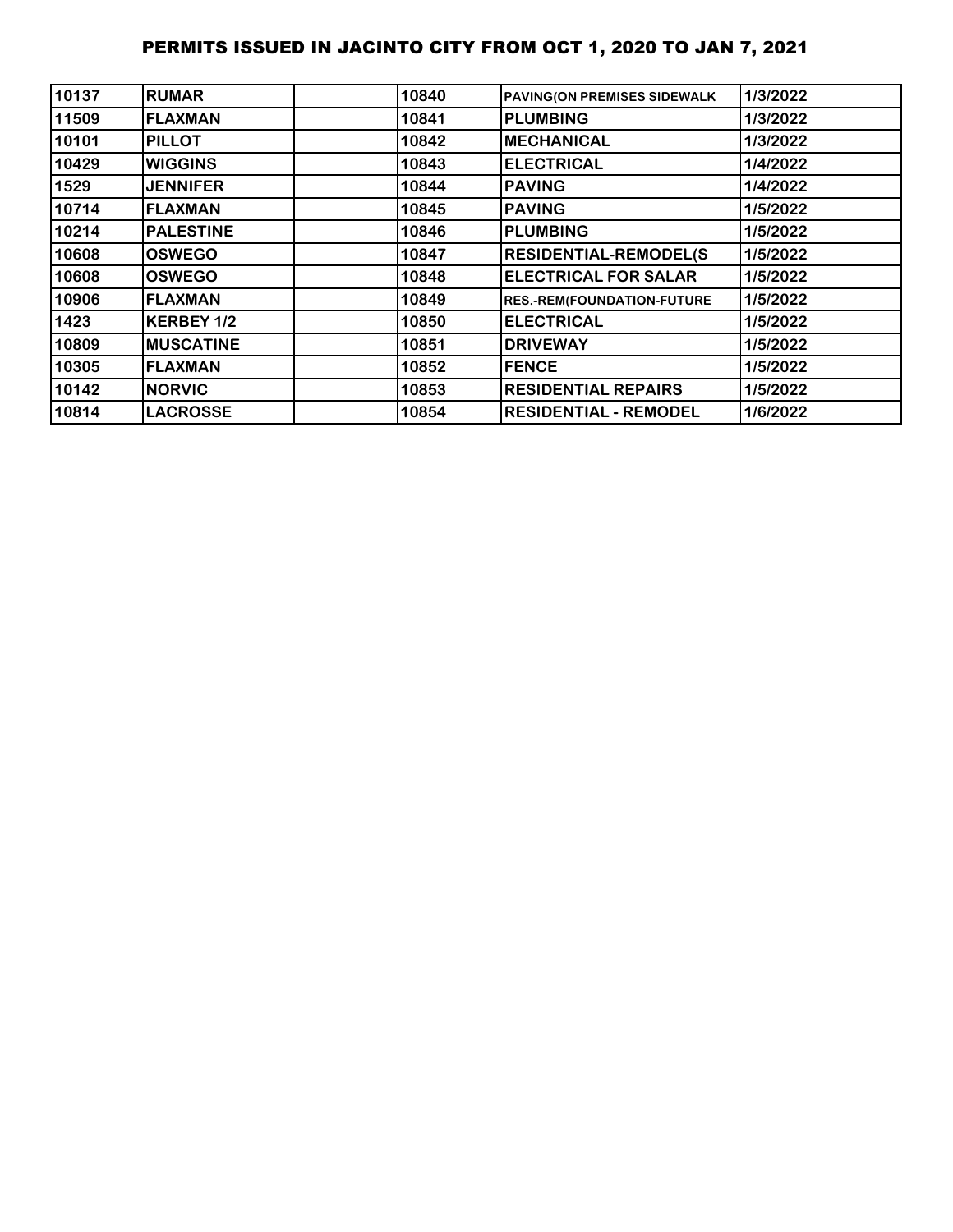| | | | | | |
|---|---|---|---|---|---|
| 10137 | RUMAR | | 10840 | PAVING(ON PREMISES SIDEWALK | 1/3/2022 |
| 11509 | FLAXMAN | | 10841 | PLUMBING | 1/3/2022 |
| 10101 | PILLOT | | 10842 | MECHANICAL | 1/3/2022 |
| 10429 | WIGGINS | | 10843 | ELECTRICAL | 1/4/2022 |
| 1529 | JENNIFER | | 10844 | PAVING | 1/4/2022 |
| 10714 | FLAXMAN | | 10845 | PAVING | 1/5/2022 |
| 10214 | PALESTINE | | 10846 | PLUMBING | 1/5/2022 |
| 10608 | OSWEGO | | 10847 | RESIDENTIAL-REMODEL(S | 1/5/2022 |
| 10608 | OSWEGO | | 10848 | ELECTRICAL FOR SALAR | 1/5/2022 |
| 10906 | FLAXMAN | | 10849 | RES.-REM(FOUNDATION-FUTURE | 1/5/2022 |
| 1423 | KERBEY 1/2 | | 10850 | ELECTRICAL | 1/5/2022 |
| 10809 | MUSCATINE | | 10851 | DRIVEWAY | 1/5/2022 |
| 10305 | FLAXMAN | | 10852 | FENCE | 1/5/2022 |
| 10142 | NORVIC | | 10853 | RESIDENTIAL REPAIRS | 1/5/2022 |
| 10814 | LACROSSE | | 10854 | RESIDENTIAL - REMODEL | 1/6/2022 |